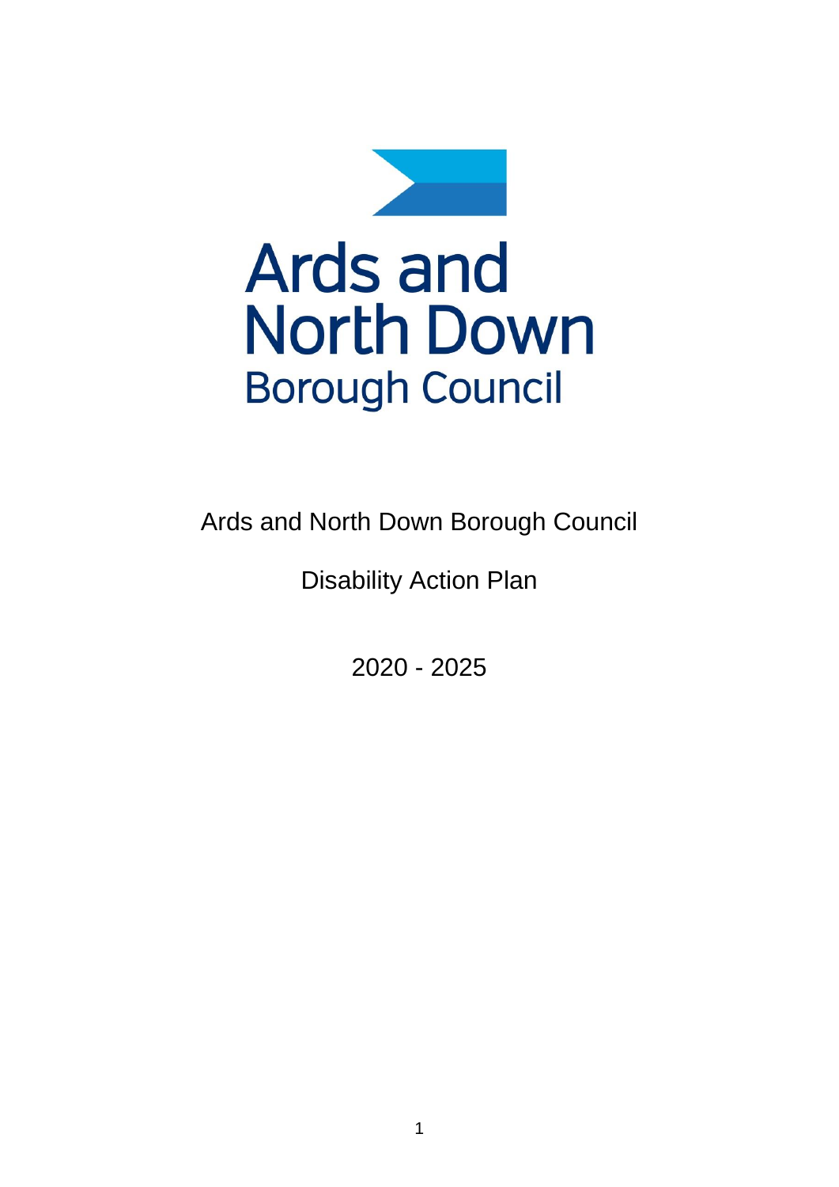Ards and North Down Borough Council

# Ards and North Down Borough Council

# Disability Action Plan

# 2020 - 2025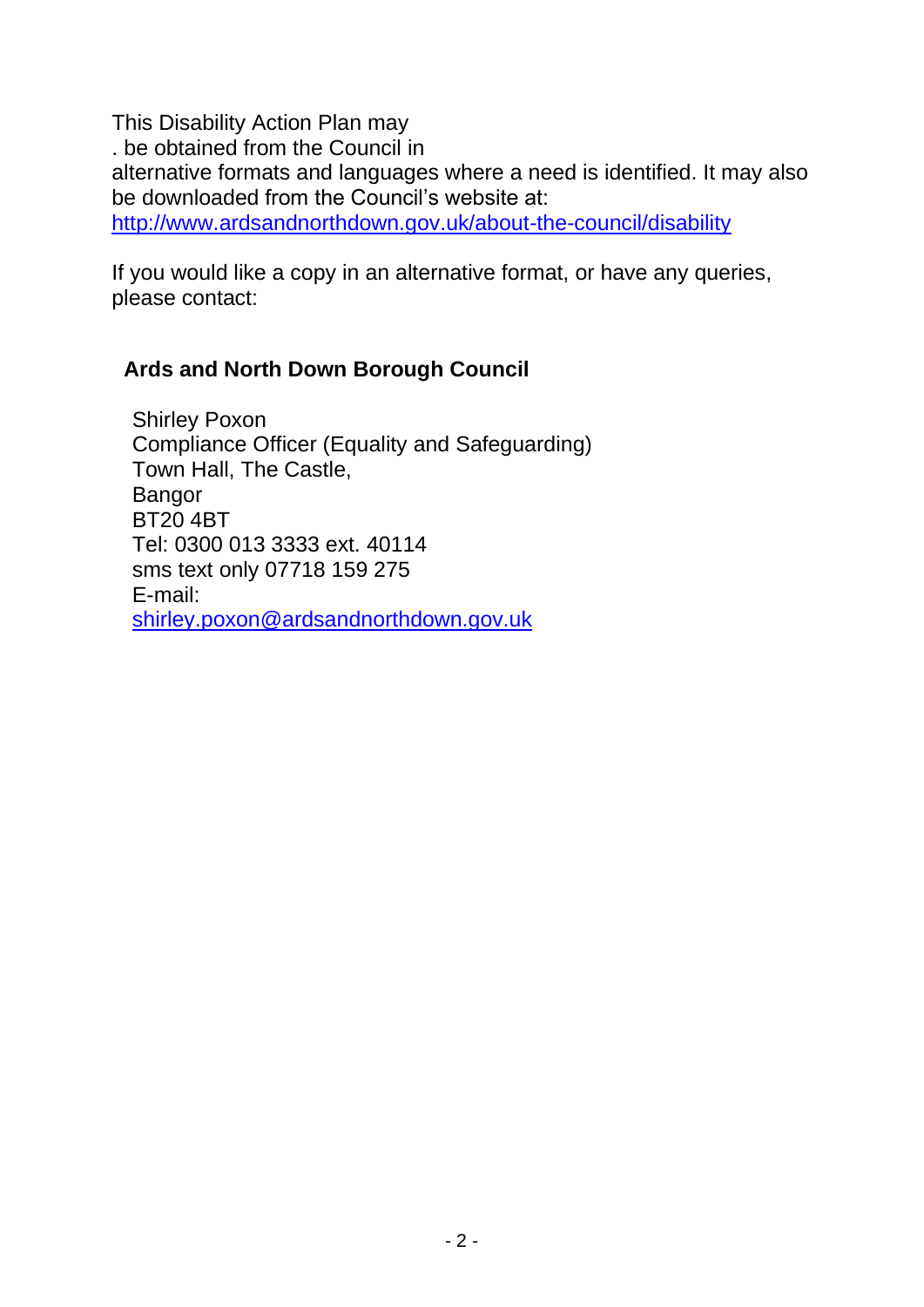This Disability Action Plan may
. be obtained from the Council in
alternative formats and languages where a need is identified. It may also be downloaded from the Council's website at:
http://www.ardsandnorthdown.gov.uk/about-the-council/disability

If you would like a copy in an alternative format, or have any queries, please contact:

**Ards and North Down Borough Council**

Shirley Poxon
Compliance Officer (Equality and Safeguarding)
Town Hall, The Castle,
Bangor
BT20 4BT
Tel: 0300 013 3333 ext. 40114
sms text only 07718 159 275
E-mail:
shirley.poxon@ardsandnorthdown.gov.uk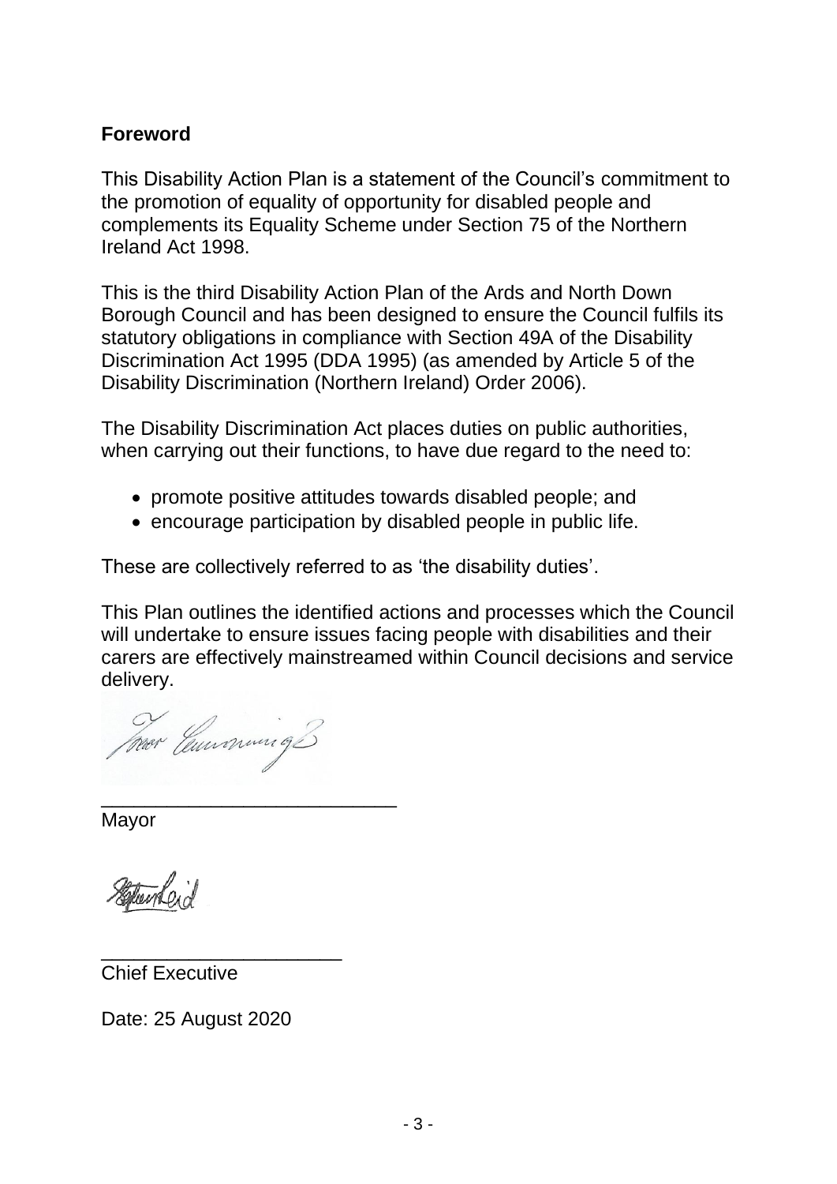## Foreword

This Disability Action Plan is a statement of the Council's commitment to the promotion of equality of opportunity for disabled people and complements its Equality Scheme under Section 75 of the Northern Ireland Act 1998.

This is the third Disability Action Plan of the Ards and North Down Borough Council and has been designed to ensure the Council fulfils its statutory obligations in compliance with Section 49A of the Disability Discrimination Act 1995 (DDA 1995) (as amended by Article 5 of the Disability Discrimination (Northern Ireland) Order 2006).

The Disability Discrimination Act places duties on public authorities, when carrying out their functions, to have due regard to the need to:

- promote positive attitudes towards disabled people; and
- encourage participation by disabled people in public life.

These are collectively referred to as 'the disability duties'.

This Plan outlines the identified actions and processes which the Council will undertake to ensure issues facing people with disabilities and their carers are effectively mainstreamed within Council decisions and service delivery.

___________________________
Mayor

_______________________
Chief Executive

Date: 25 August 2020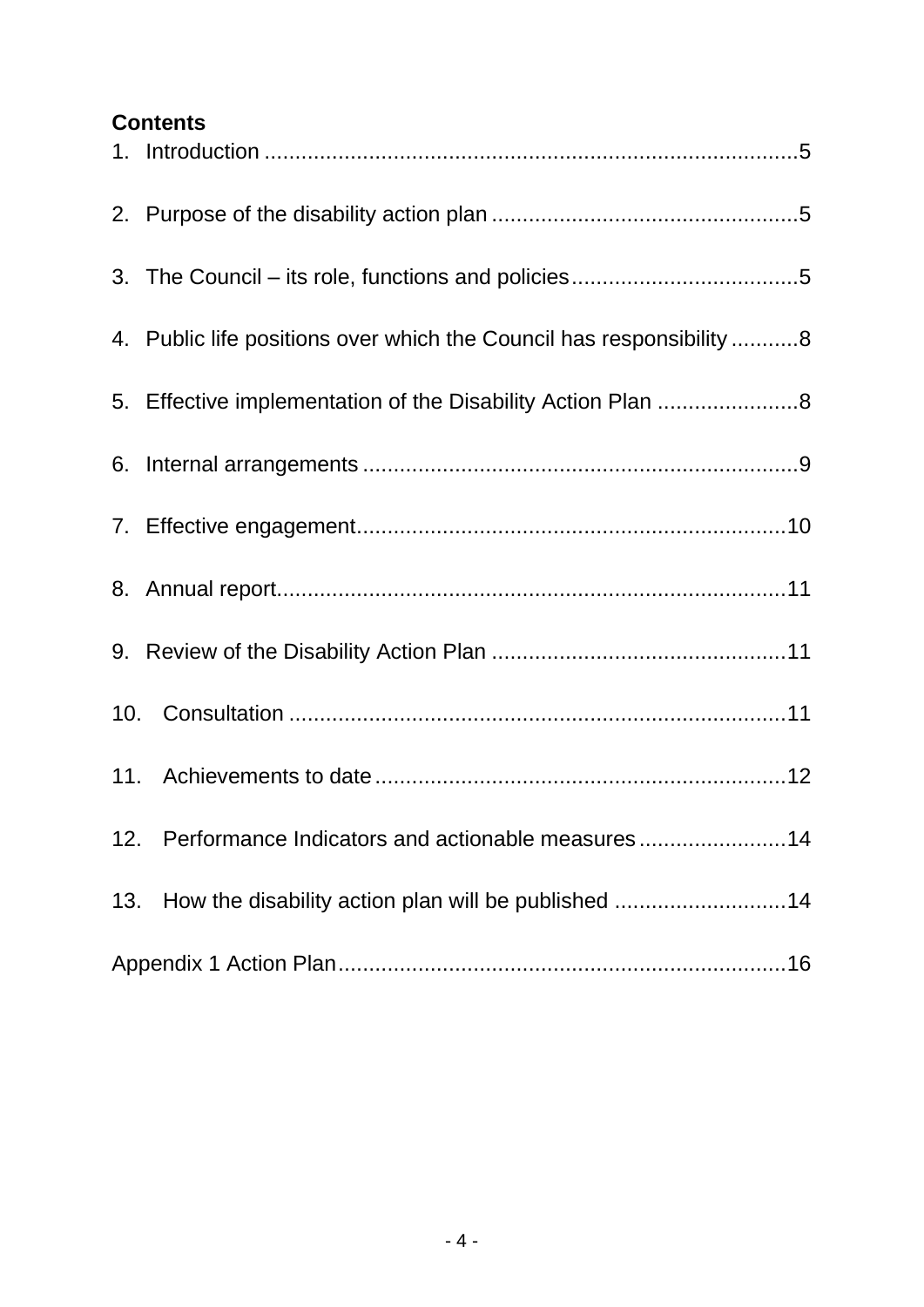**Contents**

1. Introduction ......................................................................................5
2. Purpose of the disability action plan ..................................................5
3. The Council – its role, functions and policies.....................................5
4. Public life positions over which the Council has responsibility ...........8
5. Effective implementation of the Disability Action Plan .......................8
6. Internal arrangements .......................................................................9
7. Effective engagement......................................................................10
8. Annual report...................................................................................11
9. Review of the Disability Action Plan ................................................11
10. Consultation ..................................................................................11
11. Achievements to date ....................................................................12
12. Performance Indicators and actionable measures ........................14
13. How the disability action plan will be published ............................14

Appendix 1 Action Plan.........................................................................16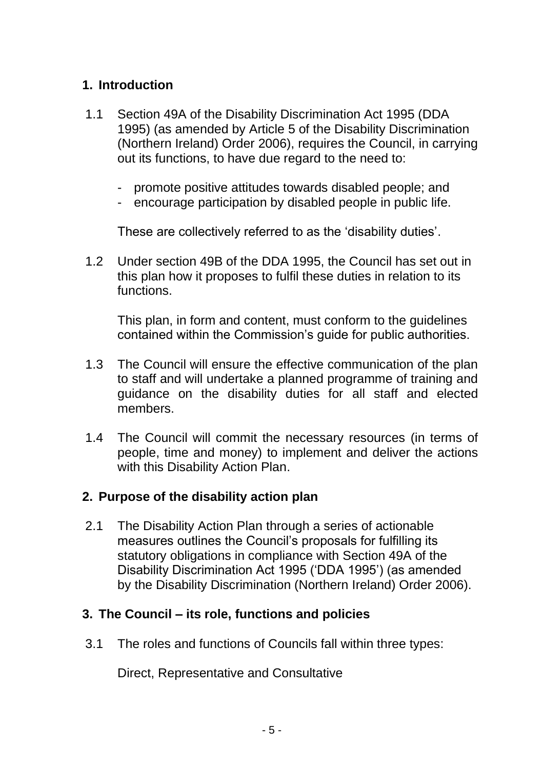## 1. Introduction

1.1 Section 49A of the Disability Discrimination Act 1995 (DDA 1995) (as amended by Article 5 of the Disability Discrimination (Northern Ireland) Order 2006), requires the Council, in carrying out its functions, to have due regard to the need to:

- promote positive attitudes towards disabled people; and
- encourage participation by disabled people in public life.

These are collectively referred to as the 'disability duties'.

1.2 Under section 49B of the DDA 1995, the Council has set out in this plan how it proposes to fulfil these duties in relation to its functions.

This plan, in form and content, must conform to the guidelines contained within the Commission's guide for public authorities.

1.3 The Council will ensure the effective communication of the plan to staff and will undertake a planned programme of training and guidance on the disability duties for all staff and elected members.

1.4 The Council will commit the necessary resources (in terms of people, time and money) to implement and deliver the actions with this Disability Action Plan.

## 2. Purpose of the disability action plan

2.1 The Disability Action Plan through a series of actionable measures outlines the Council's proposals for fulfilling its statutory obligations in compliance with Section 49A of the Disability Discrimination Act 1995 ('DDA 1995') (as amended by the Disability Discrimination (Northern Ireland) Order 2006).

## 3. The Council – its role, functions and policies

3.1 The roles and functions of Councils fall within three types:

Direct, Representative and Consultative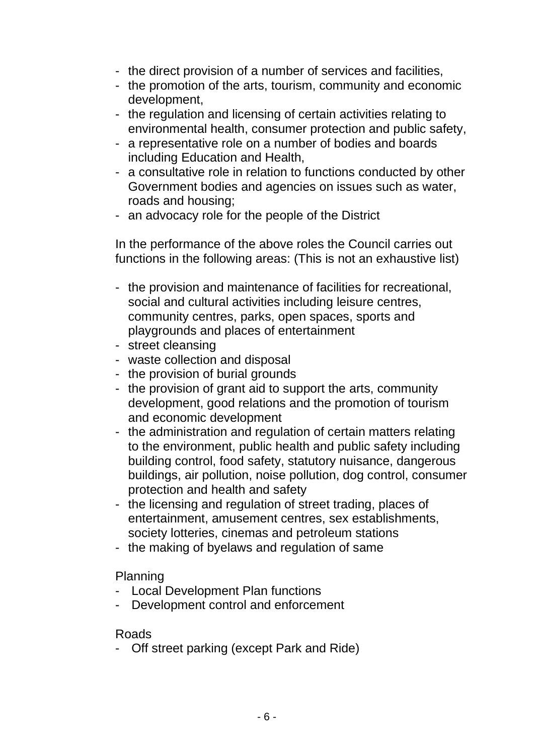- the direct provision of a number of services and facilities,
- the promotion of the arts, tourism, community and economic development,
- the regulation and licensing of certain activities relating to environmental health, consumer protection and public safety,
- a representative role on a number of bodies and boards including Education and Health,
- a consultative role in relation to functions conducted by other Government bodies and agencies on issues such as water, roads and housing;
- an advocacy role for the people of the District

In the performance of the above roles the Council carries out functions in the following areas: (This is not an exhaustive list)

- the provision and maintenance of facilities for recreational, social and cultural activities including leisure centres, community centres, parks, open spaces, sports and playgrounds and places of entertainment
- street cleansing
- waste collection and disposal
- the provision of burial grounds
- the provision of grant aid to support the arts, community development, good relations and the promotion of tourism and economic development
- the administration and regulation of certain matters relating to the environment, public health and public safety including building control, food safety, statutory nuisance, dangerous buildings, air pollution, noise pollution, dog control, consumer protection and health and safety
- the licensing and regulation of street trading, places of entertainment, amusement centres, sex establishments, society lotteries, cinemas and petroleum stations
- the making of byelaws and regulation of same

Planning
- Local Development Plan functions
- Development control and enforcement

Roads
- Off street parking (except Park and Ride)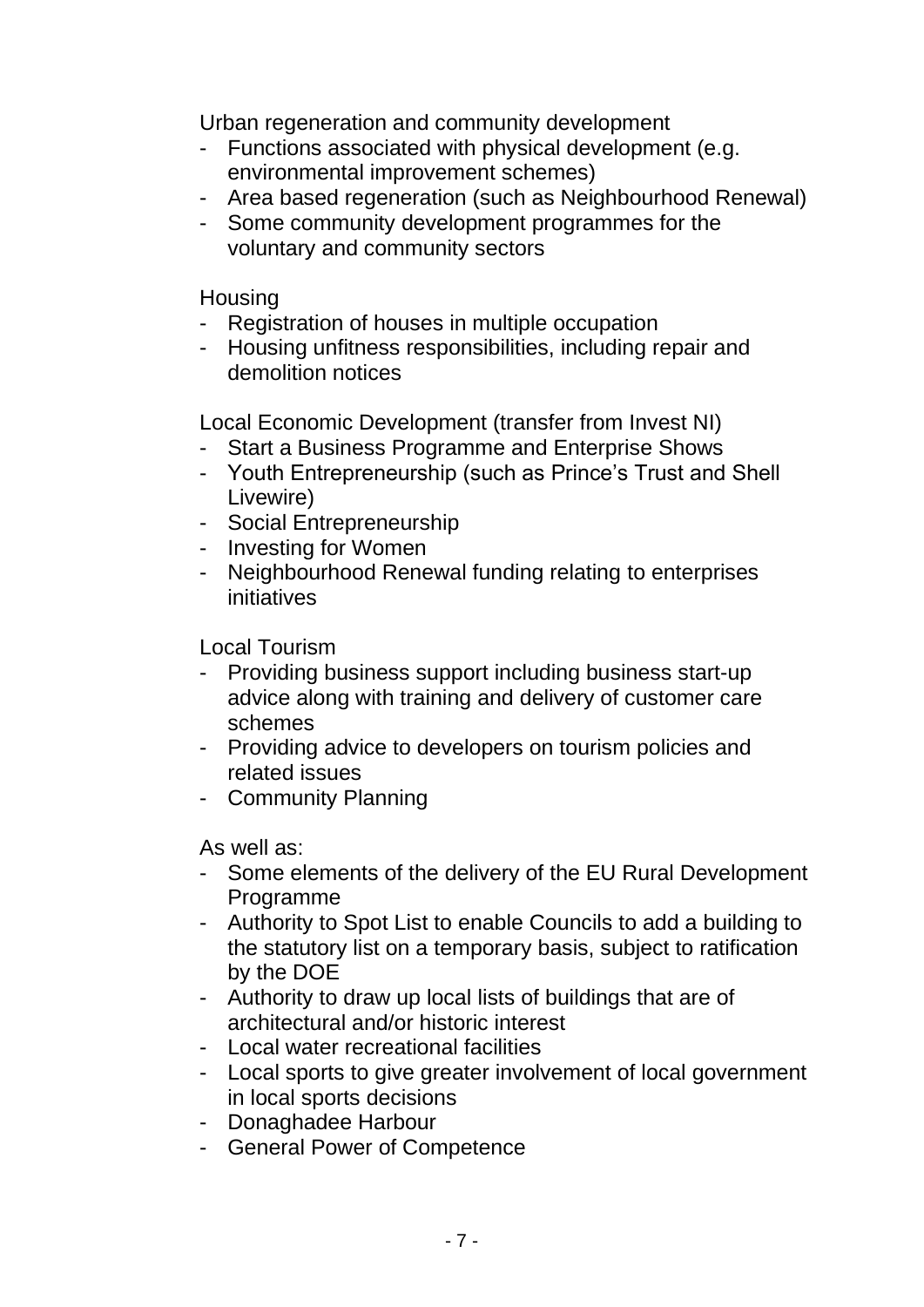Urban regeneration and community development

- Functions associated with physical development (e.g. environmental improvement schemes)
- Area based regeneration (such as Neighbourhood Renewal)
- Some community development programmes for the voluntary and community sectors

Housing

- Registration of houses in multiple occupation
- Housing unfitness responsibilities, including repair and demolition notices

Local Economic Development (transfer from Invest NI)

- Start a Business Programme and Enterprise Shows
- Youth Entrepreneurship (such as Prince's Trust and Shell Livewire)
- Social Entrepreneurship
- Investing for Women
- Neighbourhood Renewal funding relating to enterprises initiatives

Local Tourism

- Providing business support including business start-up advice along with training and delivery of customer care schemes
- Providing advice to developers on tourism policies and related issues
- Community Planning

As well as:

- Some elements of the delivery of the EU Rural Development Programme
- Authority to Spot List to enable Councils to add a building to the statutory list on a temporary basis, subject to ratification by the DOE
- Authority to draw up local lists of buildings that are of architectural and/or historic interest
- Local water recreational facilities
- Local sports to give greater involvement of local government in local sports decisions
- Donaghadee Harbour
- General Power of Competence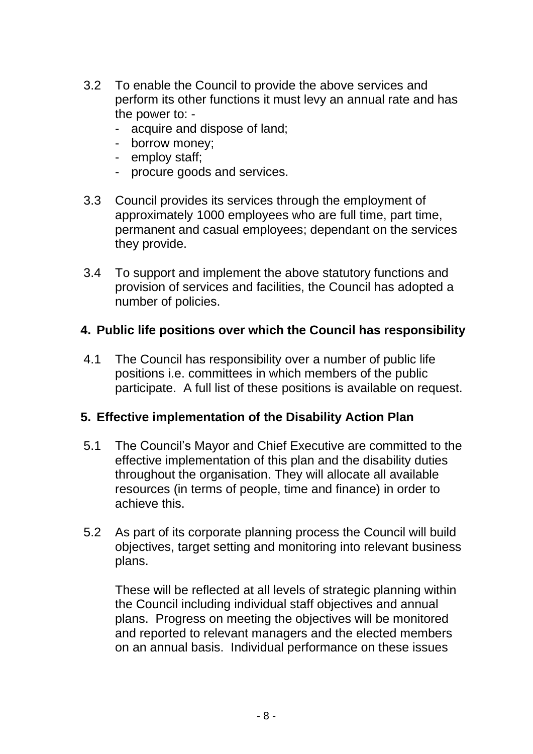3.2 To enable the Council to provide the above services and perform its other functions it must levy an annual rate and has the power to: -

- acquire and dispose of land;
- borrow money;
- employ staff;
- procure goods and services.

3.3 Council provides its services through the employment of approximately 1000 employees who are full time, part time, permanent and casual employees; dependant on the services they provide.

3.4 To support and implement the above statutory functions and provision of services and facilities, the Council has adopted a number of policies.

## 4. Public life positions over which the Council has responsibility

4.1 The Council has responsibility over a number of public life positions i.e. committees in which members of the public participate. A full list of these positions is available on request.

## 5. Effective implementation of the Disability Action Plan

5.1 The Council's Mayor and Chief Executive are committed to the effective implementation of this plan and the disability duties throughout the organisation. They will allocate all available resources (in terms of people, time and finance) in order to achieve this.

5.2 As part of its corporate planning process the Council will build objectives, target setting and monitoring into relevant business plans.

These will be reflected at all levels of strategic planning within the Council including individual staff objectives and annual plans. Progress on meeting the objectives will be monitored and reported to relevant managers and the elected members on an annual basis. Individual performance on these issues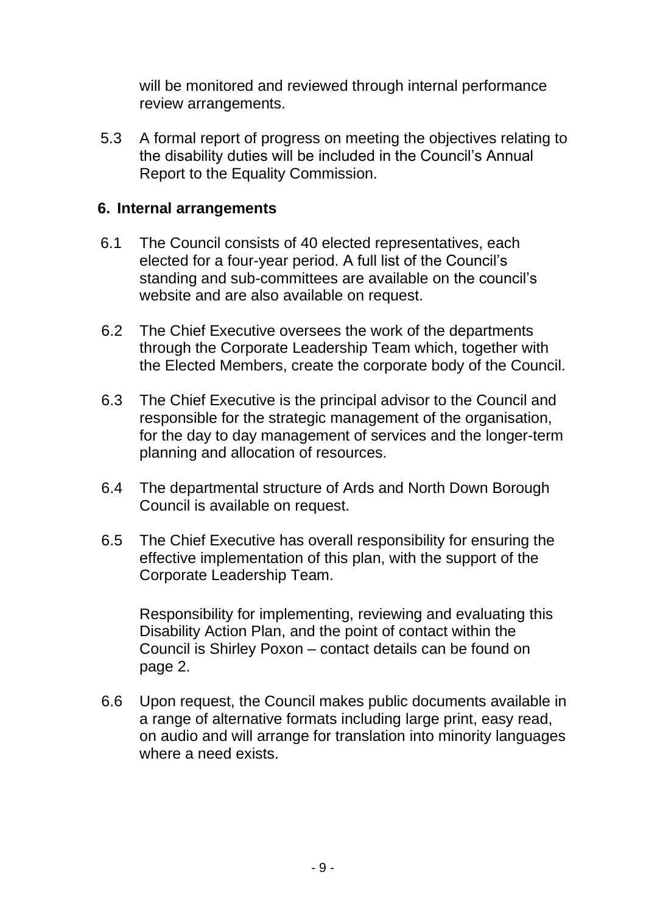will be monitored and reviewed through internal performance review arrangements.

5.3 A formal report of progress on meeting the objectives relating to the disability duties will be included in the Council's Annual Report to the Equality Commission.

## 6. Internal arrangements

6.1 The Council consists of 40 elected representatives, each elected for a four-year period. A full list of the Council's standing and sub-committees are available on the council's website and are also available on request.

6.2 The Chief Executive oversees the work of the departments through the Corporate Leadership Team which, together with the Elected Members, create the corporate body of the Council.

6.3 The Chief Executive is the principal advisor to the Council and responsible for the strategic management of the organisation, for the day to day management of services and the longer-term planning and allocation of resources.

6.4 The departmental structure of Ards and North Down Borough Council is available on request.

6.5 The Chief Executive has overall responsibility for ensuring the effective implementation of this plan, with the support of the Corporate Leadership Team.

Responsibility for implementing, reviewing and evaluating this Disability Action Plan, and the point of contact within the Council is Shirley Poxon – contact details can be found on page 2.

6.6 Upon request, the Council makes public documents available in a range of alternative formats including large print, easy read, on audio and will arrange for translation into minority languages where a need exists.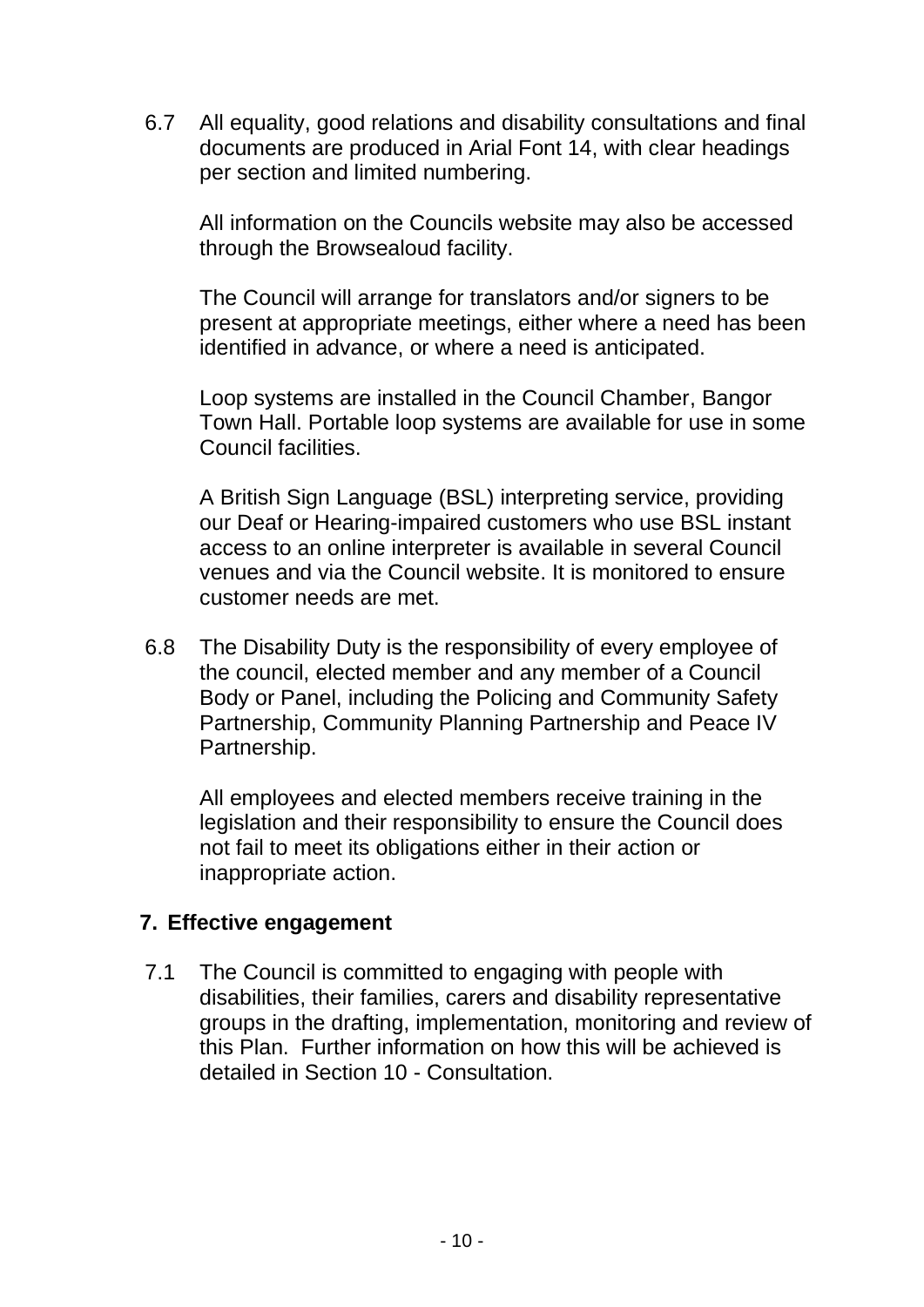6.7 All equality, good relations and disability consultations and final documents are produced in Arial Font 14, with clear headings per section and limited numbering.

All information on the Councils website may also be accessed through the Browsealoud facility.

The Council will arrange for translators and/or signers to be present at appropriate meetings, either where a need has been identified in advance, or where a need is anticipated.

Loop systems are installed in the Council Chamber, Bangor Town Hall. Portable loop systems are available for use in some Council facilities.

A British Sign Language (BSL) interpreting service, providing our Deaf or Hearing-impaired customers who use BSL instant access to an online interpreter is available in several Council venues and via the Council website. It is monitored to ensure customer needs are met.

6.8 The Disability Duty is the responsibility of every employee of the council, elected member and any member of a Council Body or Panel, including the Policing and Community Safety Partnership, Community Planning Partnership and Peace IV Partnership.

All employees and elected members receive training in the legislation and their responsibility to ensure the Council does not fail to meet its obligations either in their action or inappropriate action.

## 7. Effective engagement

7.1 The Council is committed to engaging with people with disabilities, their families, carers and disability representative groups in the drafting, implementation, monitoring and review of this Plan. Further information on how this will be achieved is detailed in Section 10 - Consultation.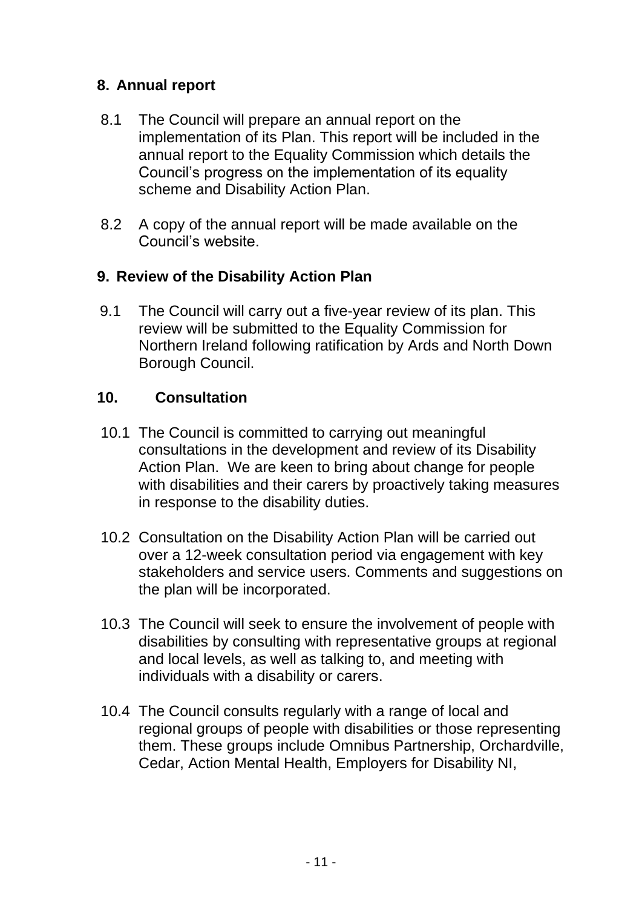## 8. Annual report

8.1 The Council will prepare an annual report on the implementation of its Plan. This report will be included in the annual report to the Equality Commission which details the Council's progress on the implementation of its equality scheme and Disability Action Plan.

8.2 A copy of the annual report will be made available on the Council's website.

## 9. Review of the Disability Action Plan

9.1 The Council will carry out a five-year review of its plan. This review will be submitted to the Equality Commission for Northern Ireland following ratification by Ards and North Down Borough Council.

## 10. Consultation

10.1 The Council is committed to carrying out meaningful consultations in the development and review of its Disability Action Plan. We are keen to bring about change for people with disabilities and their carers by proactively taking measures in response to the disability duties.

10.2 Consultation on the Disability Action Plan will be carried out over a 12-week consultation period via engagement with key stakeholders and service users. Comments and suggestions on the plan will be incorporated.

10.3 The Council will seek to ensure the involvement of people with disabilities by consulting with representative groups at regional and local levels, as well as talking to, and meeting with individuals with a disability or carers.

10.4 The Council consults regularly with a range of local and regional groups of people with disabilities or those representing them. These groups include Omnibus Partnership, Orchardville, Cedar, Action Mental Health, Employers for Disability NI,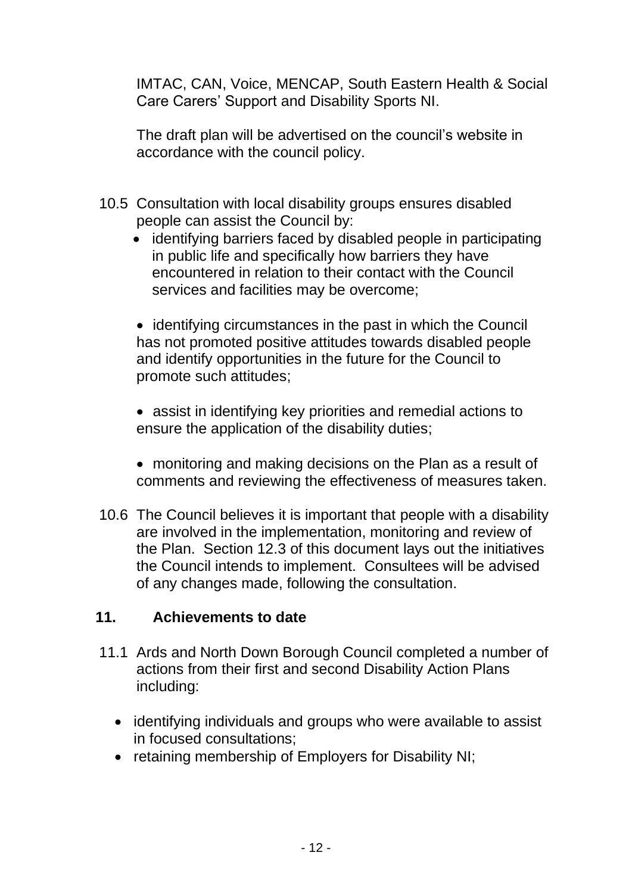IMTAC, CAN, Voice, MENCAP, South Eastern Health & Social Care Carers' Support and Disability Sports NI.

The draft plan will be advertised on the council's website in accordance with the council policy.

10.5 Consultation with local disability groups ensures disabled people can assist the Council by:

- identifying barriers faced by disabled people in participating in public life and specifically how barriers they have encountered in relation to their contact with the Council services and facilities may be overcome;

- identifying circumstances in the past in which the Council has not promoted positive attitudes towards disabled people and identify opportunities in the future for the Council to promote such attitudes;

- assist in identifying key priorities and remedial actions to ensure the application of the disability duties;

- monitoring and making decisions on the Plan as a result of comments and reviewing the effectiveness of measures taken.

10.6 The Council believes it is important that people with a disability are involved in the implementation, monitoring and review of the Plan. Section 12.3 of this document lays out the initiatives the Council intends to implement. Consultees will be advised of any changes made, following the consultation.

## 11. Achievements to date

11.1 Ards and North Down Borough Council completed a number of actions from their first and second Disability Action Plans including:

- identifying individuals and groups who were available to assist in focused consultations;
- retaining membership of Employers for Disability NI;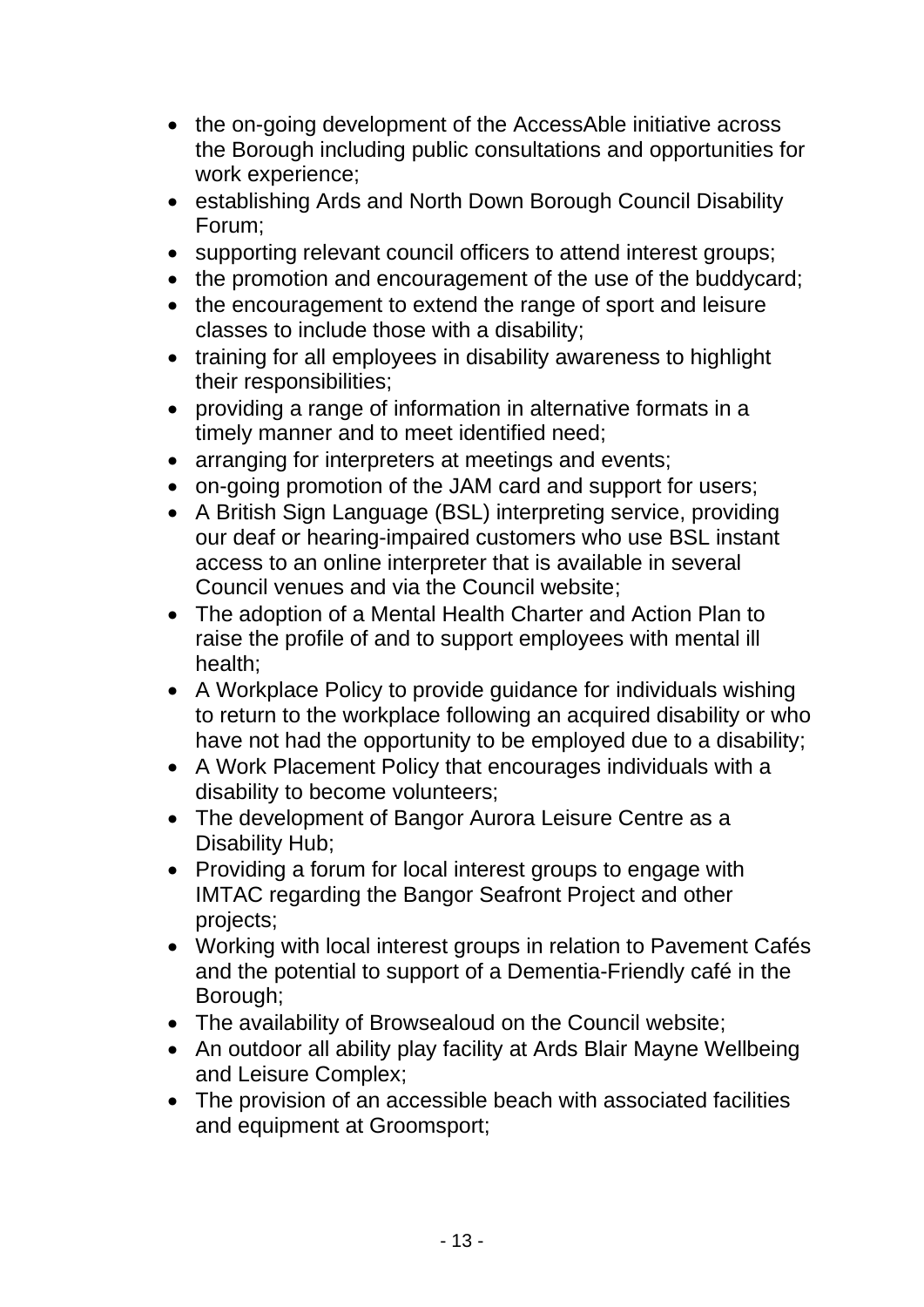- the on-going development of the AccessAble initiative across the Borough including public consultations and opportunities for work experience;
- establishing Ards and North Down Borough Council Disability Forum;
- supporting relevant council officers to attend interest groups;
- the promotion and encouragement of the use of the buddycard;
- the encouragement to extend the range of sport and leisure classes to include those with a disability;
- training for all employees in disability awareness to highlight their responsibilities;
- providing a range of information in alternative formats in a timely manner and to meet identified need;
- arranging for interpreters at meetings and events;
- on-going promotion of the JAM card and support for users;
- A British Sign Language (BSL) interpreting service, providing our deaf or hearing-impaired customers who use BSL instant access to an online interpreter that is available in several Council venues and via the Council website;
- The adoption of a Mental Health Charter and Action Plan to raise the profile of and to support employees with mental ill health;
- A Workplace Policy to provide guidance for individuals wishing to return to the workplace following an acquired disability or who have not had the opportunity to be employed due to a disability;
- A Work Placement Policy that encourages individuals with a disability to become volunteers;
- The development of Bangor Aurora Leisure Centre as a Disability Hub;
- Providing a forum for local interest groups to engage with IMTAC regarding the Bangor Seafront Project and other projects;
- Working with local interest groups in relation to Pavement Cafés and the potential to support of a Dementia-Friendly café in the Borough;
- The availability of Browsealoud on the Council website;
- An outdoor all ability play facility at Ards Blair Mayne Wellbeing and Leisure Complex;
- The provision of an accessible beach with associated facilities and equipment at Groomsport;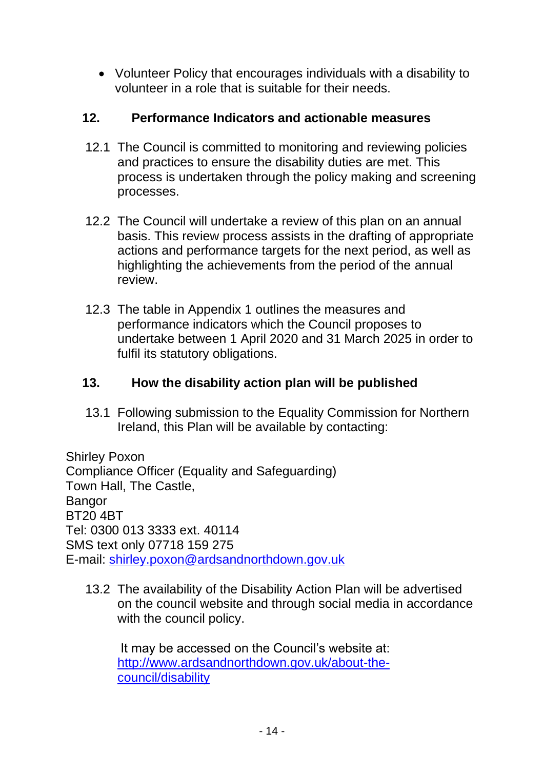- Volunteer Policy that encourages individuals with a disability to volunteer in a role that is suitable for their needs.

## 12. Performance Indicators and actionable measures

12.1 The Council is committed to monitoring and reviewing policies and practices to ensure the disability duties are met. This process is undertaken through the policy making and screening processes.

12.2 The Council will undertake a review of this plan on an annual basis. This review process assists in the drafting of appropriate actions and performance targets for the next period, as well as highlighting the achievements from the period of the annual review.

12.3 The table in Appendix 1 outlines the measures and performance indicators which the Council proposes to undertake between 1 April 2020 and 31 March 2025 in order to fulfil its statutory obligations.

## 13. How the disability action plan will be published

13.1 Following submission to the Equality Commission for Northern Ireland, this Plan will be available by contacting:

Shirley Poxon
Compliance Officer (Equality and Safeguarding)
Town Hall, The Castle,
Bangor
BT20 4BT
Tel: 0300 013 3333 ext. 40114
SMS text only 07718 159 275
E-mail: [shirley.poxon@ardsandnorthdown.gov.uk](mailto:shirley.poxon@ardsandnorthdown.gov.uk)

13.2 The availability of the Disability Action Plan will be advertised on the council website and through social media in accordance with the council policy.

It may be accessed on the Council's website at: [http://www.ardsandnorthdown.gov.uk/about-the-council/disability](http://www.ardsandnorthdown.gov.uk/about-the-council/disability)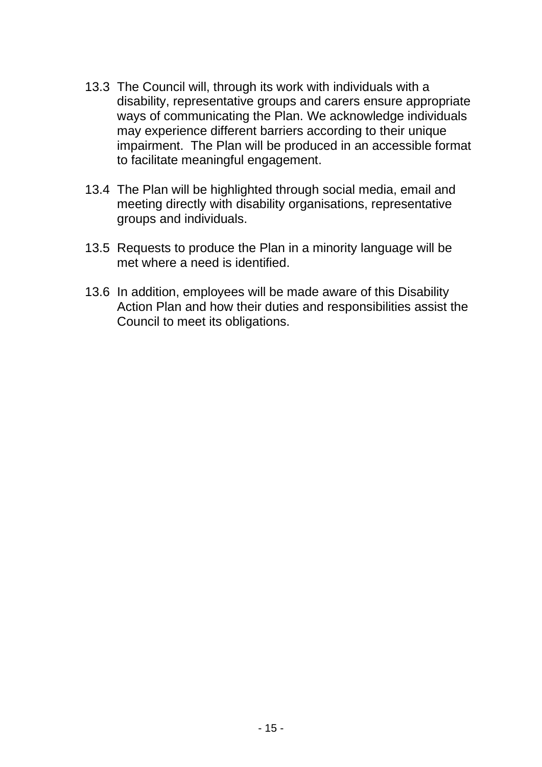13.3 The Council will, through its work with individuals with a disability, representative groups and carers ensure appropriate ways of communicating the Plan. We acknowledge individuals may experience different barriers according to their unique impairment. The Plan will be produced in an accessible format to facilitate meaningful engagement.

13.4 The Plan will be highlighted through social media, email and meeting directly with disability organisations, representative groups and individuals.

13.5 Requests to produce the Plan in a minority language will be met where a need is identified.

13.6 In addition, employees will be made aware of this Disability Action Plan and how their duties and responsibilities assist the Council to meet its obligations.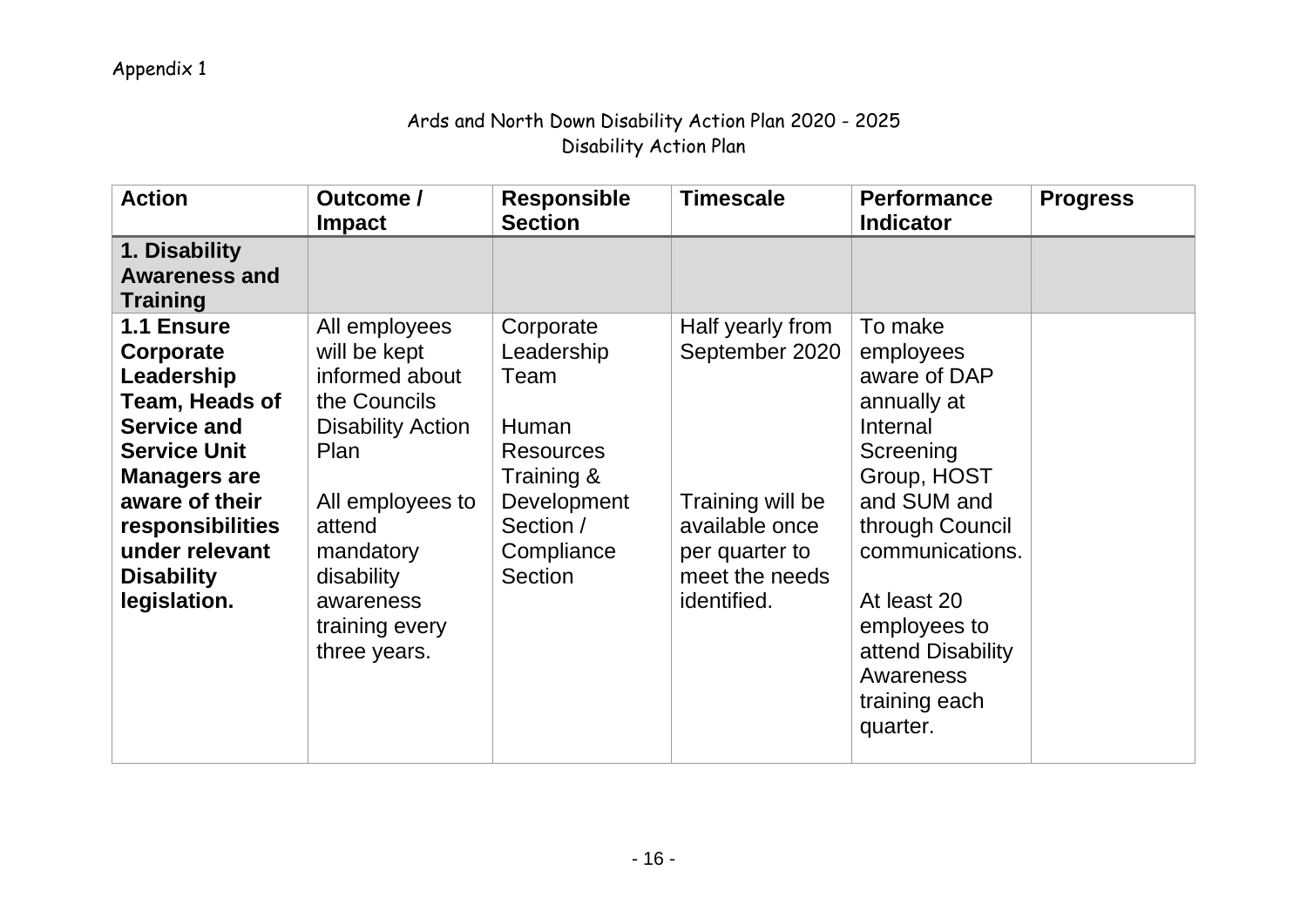Appendix 1

Ards and North Down Disability Action Plan 2020 - 2025
Disability Action Plan

| Action | Outcome / Impact | Responsible Section | Timescale | Performance Indicator | Progress |
|---|---|---|---|---|---|
| **1. Disability Awareness and Training** | | | | | |
| **1.1 Ensure Corporate Leadership Team, Heads of Service and Service Unit Managers are aware of their responsibilities under relevant Disability legislation.** | All employees will be kept informed about the Councils Disability Action Plan<br><br>All employees to attend mandatory disability awareness training every three years. | Corporate Leadership Team<br><br>Human Resources Training & Development Section / Compliance Section | Half yearly from September 2020<br><br>Training will be available once per quarter to meet the needs identified. | To make employees aware of DAP annually at Internal Screening Group, HOST and SUM and through Council communications.<br><br>At least 20 employees to attend Disability Awareness training each quarter. | |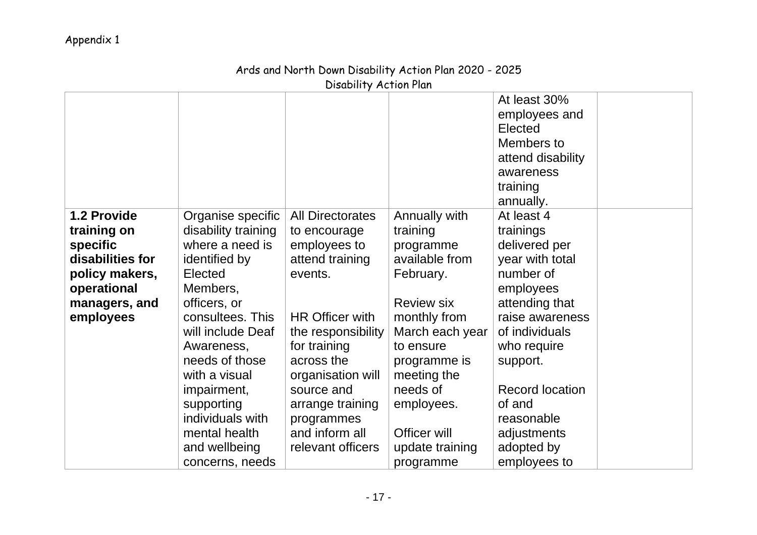Appendix 1

Ards and North Down Disability Action Plan 2020 - 2025
Disability Action Plan

| | | | | | |
|---|---|---|---|---|---|
| | | | | At least 30% employees and Elected Members to attend disability awareness training annually. | |
| **1.2 Provide training on specific disabilities for policy makers, operational managers, and employees** | Organise specific disability training where a need is identified by Elected Members, officers, or consultees. This will include Deaf Awareness, needs of those with a visual impairment, supporting individuals with mental health and wellbeing concerns, needs | All Directorates to encourage employees to attend training events.<br><br>HR Officer with the responsibility for training across the organisation will source and arrange training programmes and inform all relevant officers | Annually with training programme available from February.<br><br>Review six monthly from March each year to ensure programme is meeting the needs of employees.<br><br>Officer will update training programme | At least 4 trainings delivered per year with total number of employees attending that raise awareness of individuals who require support.<br><br>Record location of and reasonable adjustments adopted by employees to | |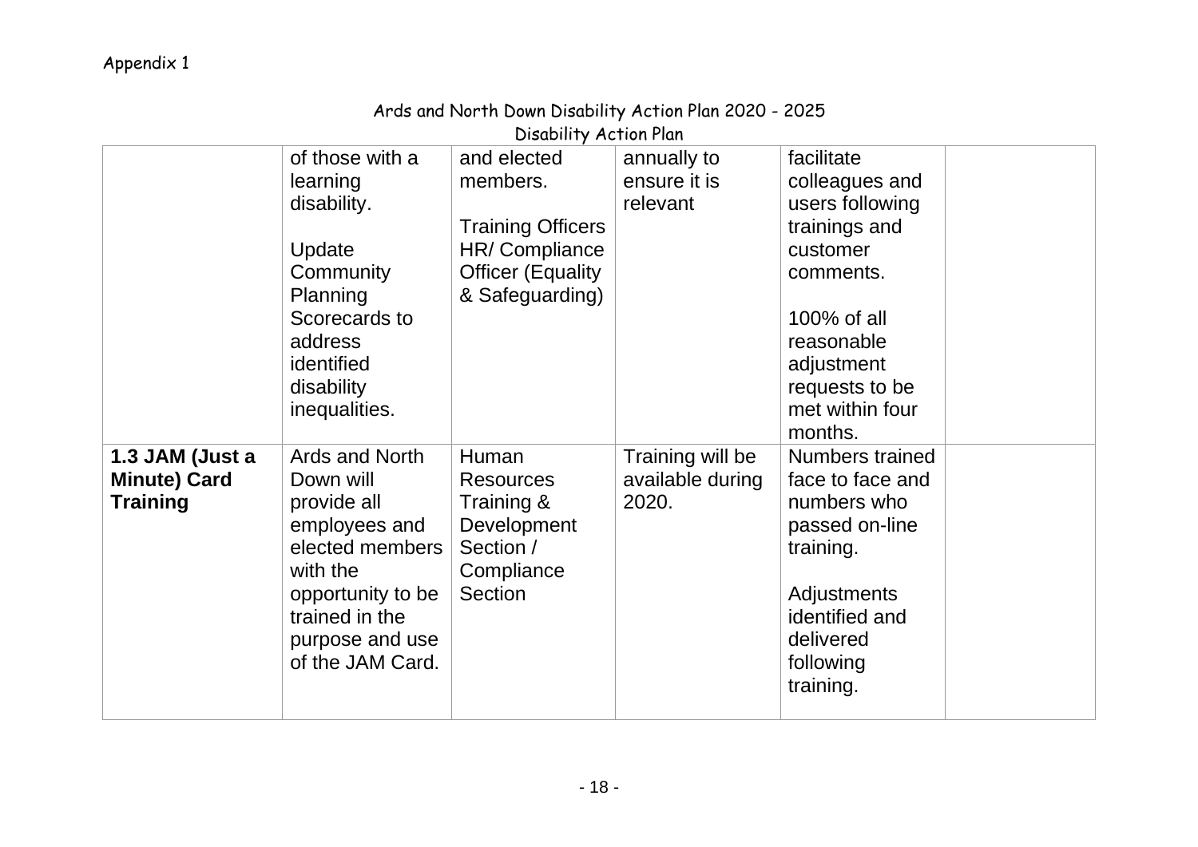Appendix 1

Ards and North Down Disability Action Plan 2020 - 2025
Disability Action Plan

| | | | | | |
|---|---|---|---|---|---|
| | of those with a learning disability.<br><br>Update Community Planning Scorecards to address identified disability inequalities. | and elected members.<br><br>Training Officers HR/ Compliance Officer (Equality & Safeguarding) | annually to ensure it is relevant | facilitate colleagues and users following trainings and customer comments.<br><br>100% of all reasonable adjustment requests to be met within four months. | |
| **1.3 JAM (Just a Minute) Card Training** | Ards and North Down will provide all employees and elected members with the opportunity to be trained in the purpose and use of the JAM Card. | Human Resources Training & Development Section / Compliance Section | Training will be available during 2020. | Numbers trained face to face and numbers who passed on-line training.<br><br>Adjustments identified and delivered following training. | |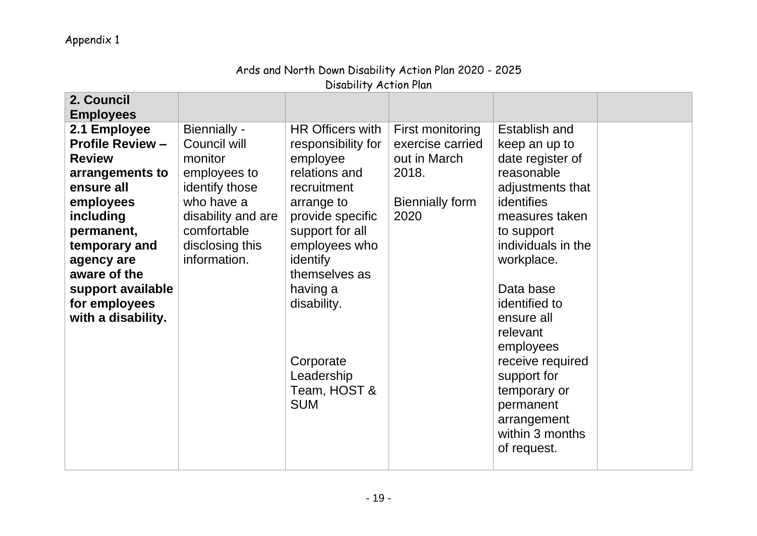Appendix 1

Ards and North Down Disability Action Plan 2020 - 2025
Disability Action Plan

| **2. Council Employees** | | | | | |
|---|---|---|---|---|---|
| **2.1 Employee Profile Review – Review arrangements to ensure all employees including permanent, temporary and agency are aware of the support available for employees with a disability.** | Biennially - Council will monitor employees to identify those who have a disability and are comfortable disclosing this information. | HR Officers with responsibility for employee relations and recruitment arrange to provide specific support for all employees who identify themselves as having a disability.<br><br>Corporate Leadership Team, HOST & SUM | First monitoring exercise carried out in March 2018.<br><br>Biennially form 2020 | Establish and keep an up to date register of reasonable adjustments that identifies measures taken to support individuals in the workplace.<br><br>Data base identified to ensure all relevant employees receive required support for temporary or permanent arrangement within 3 months of request. | |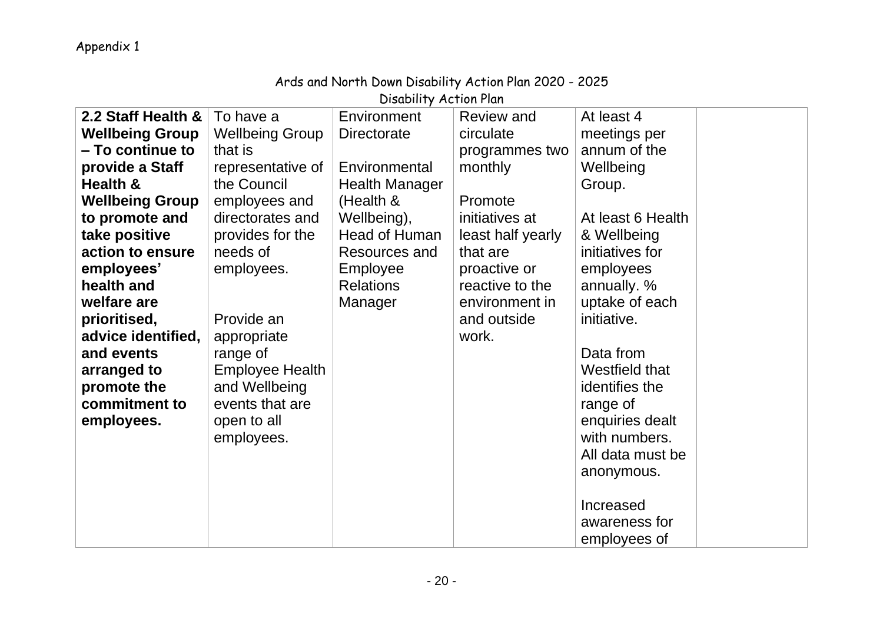Appendix 1

Ards and North Down Disability Action Plan 2020 - 2025
Disability Action Plan

| | | | | | |
|---|---|---|---|---|---|
| **2.2 Staff Health & Wellbeing Group – To continue to provide a Staff Health & Wellbeing Group to promote and take positive action to ensure employees' health and welfare are prioritised, advice identified, and events arranged to promote the commitment to employees.** | To have a Wellbeing Group that is representative of the Council employees and directorates and provides for the needs of employees.<br><br>Provide an appropriate range of Employee Health and Wellbeing events that are open to all employees. | Environment Directorate<br><br>Environmental Health Manager (Health & Wellbeing), Head of Human Resources and Employee Relations Manager | Review and circulate programmes two monthly<br><br>Promote initiatives at least half yearly that are proactive or reactive to the environment in and outside work. | At least 4 meetings per annum of the Wellbeing Group.<br><br>At least 6 Health & Wellbeing initiatives for employees annually. % uptake of each initiative.<br><br>Data from Westfield that identifies the range of enquiries dealt with numbers. All data must be anonymous.<br><br>Increased awareness for employees of | |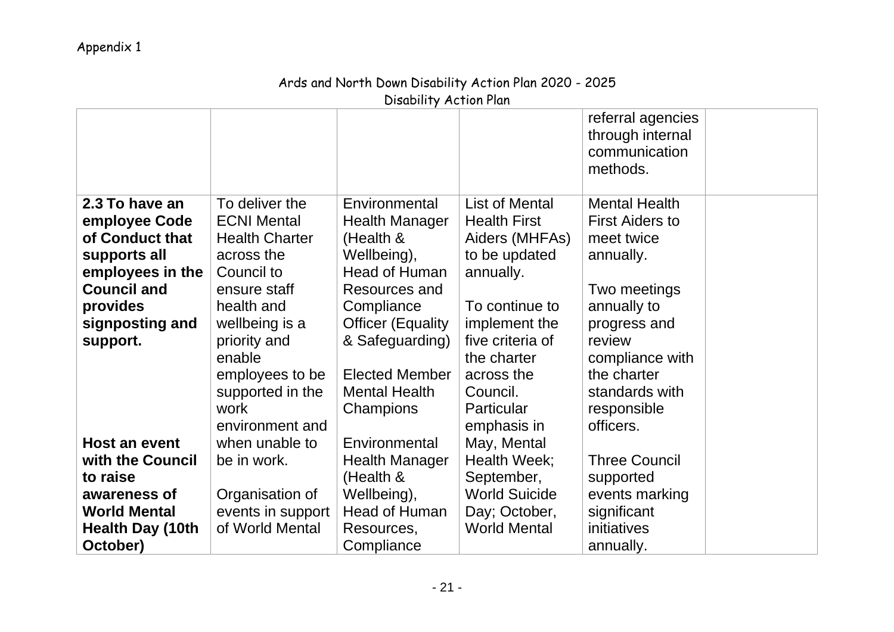Appendix 1

Ards and North Down Disability Action Plan 2020 - 2025
Disability Action Plan

| | | | | | |
|---|---|---|---|---|---|
| | | | | referral agencies through internal communication methods. | |
| **2.3 To have an employee Code of Conduct that supports all employees in the Council and provides signposting and support.**<br><br>**Host an event with the Council to raise awareness of World Mental Health Day (10th October)** | To deliver the ECNI Mental Health Charter across the Council to ensure staff health and wellbeing is a priority and enable employees to be supported in the work environment and when unable to be in work.<br><br>Organisation of events in support of World Mental | Environmental Health Manager (Health & Wellbeing), Head of Human Resources and Compliance Officer (Equality & Safeguarding)<br><br>Elected Member Mental Health Champions<br><br>Environmental Health Manager (Health & Wellbeing), Head of Human Resources, Compliance | List of Mental Health First Aiders (MHFAs) to be updated annually.<br><br>To continue to implement the five criteria of the charter across the Council. Particular emphasis in May, Mental Health Week; September, World Suicide Day; October, World Mental | Mental Health First Aiders to meet twice annually.<br><br>Two meetings annually to progress and review compliance with the charter standards with responsible officers.<br><br>Three Council supported events marking significant initiatives annually. | |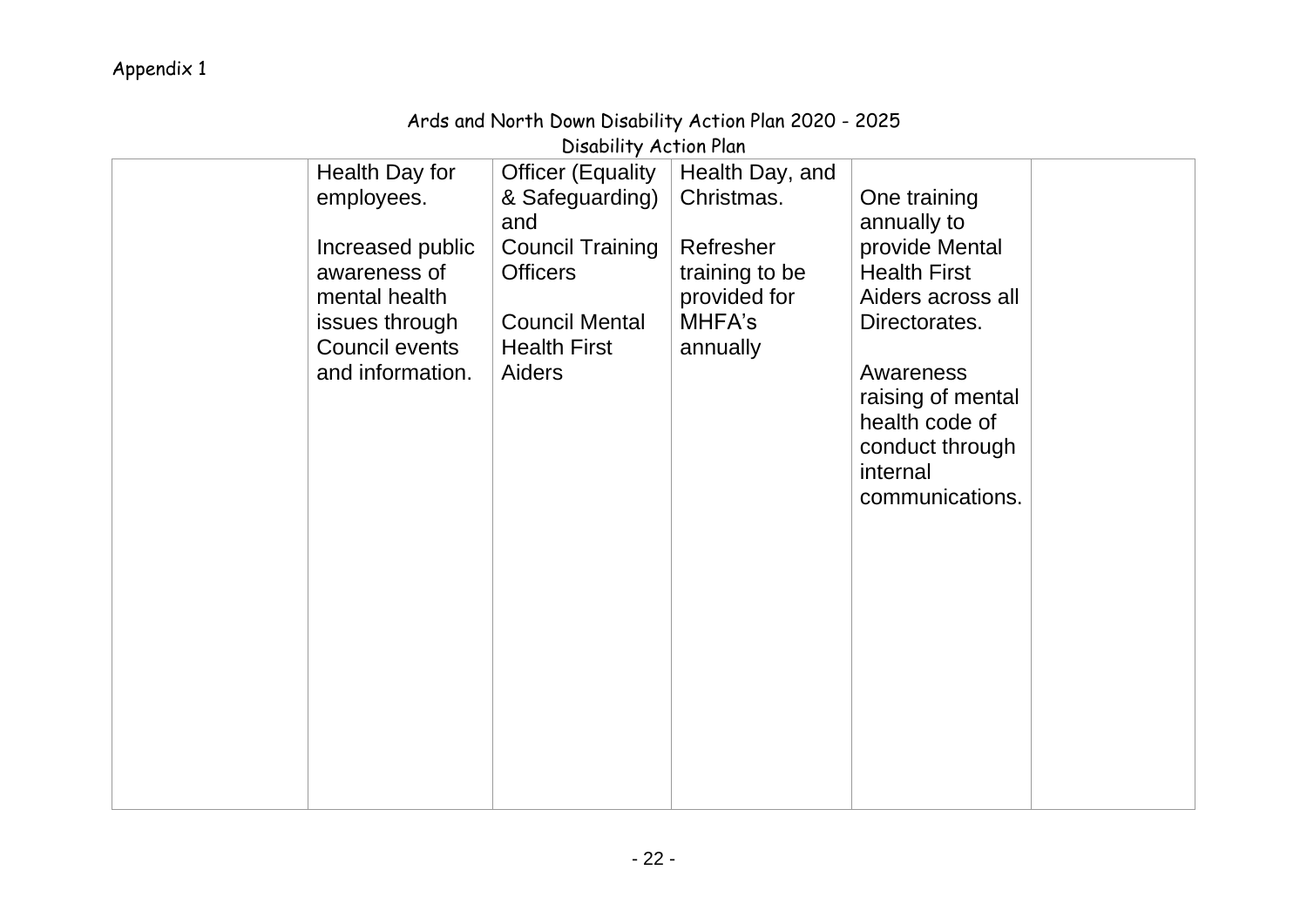Appendix 1

Ards and North Down Disability Action Plan 2020 - 2025
Disability Action Plan

| | | | | | |
|---|---|---|---|---|---|
| | Health Day for employees.<br><br>Increased public awareness of mental health issues through Council events and information. | Officer (Equality & Safeguarding) and<br>Council Training Officers<br><br>Council Mental Health First Aiders | Health Day, and Christmas.<br><br>Refresher training to be provided for MHFA's annually | One training annually to provide Mental Health First Aiders across all Directorates.<br><br>Awareness raising of mental health code of conduct through internal communications. | |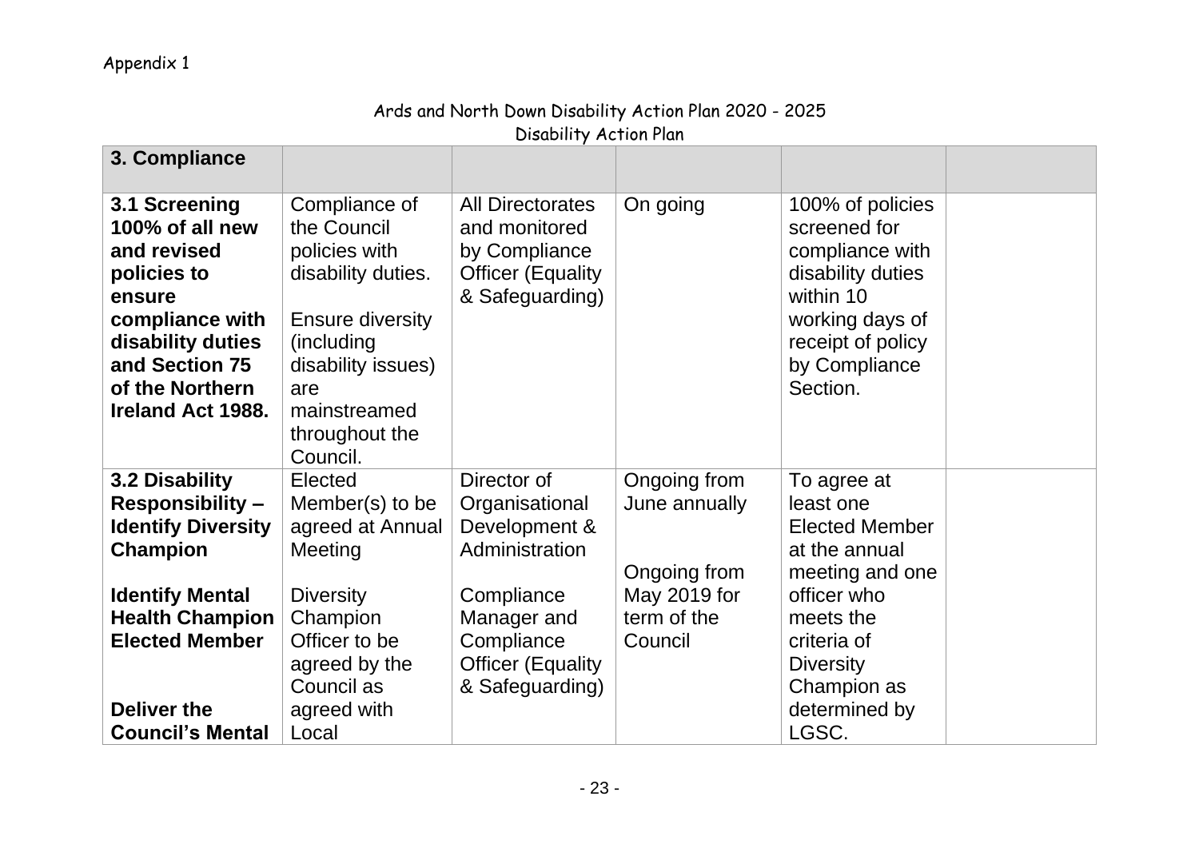Appendix 1

Ards and North Down Disability Action Plan 2020 - 2025
Disability Action Plan

| **3. Compliance** | | | | | |
|---|---|---|---|---|---|
| **3.1 Screening 100% of all new and revised policies to ensure compliance with disability duties and Section 75 of the Northern Ireland Act 1988.** | Compliance of the Council policies with disability duties.<br><br>Ensure diversity (including disability issues) are mainstreamed throughout the Council. | All Directorates and monitored by Compliance Officer (Equality & Safeguarding) | On going | 100% of policies screened for compliance with disability duties within 10 working days of receipt of policy by Compliance Section. | |
| **3.2 Disability Responsibility – Identify Diversity Champion**<br><br>**Identify Mental Health Champion Elected Member**<br><br>**Deliver the Council's Mental** | Elected Member(s) to be agreed at Annual Meeting<br><br>Diversity Champion Officer to be agreed by the Council as agreed with Local | Director of Organisational Development & Administration<br><br>Compliance Manager and Compliance Officer (Equality & Safeguarding) | Ongoing from June annually<br><br>Ongoing from May 2019 for term of the Council | To agree at least one Elected Member at the annual meeting and one officer who meets the criteria of Diversity Champion as determined by LGSC. | |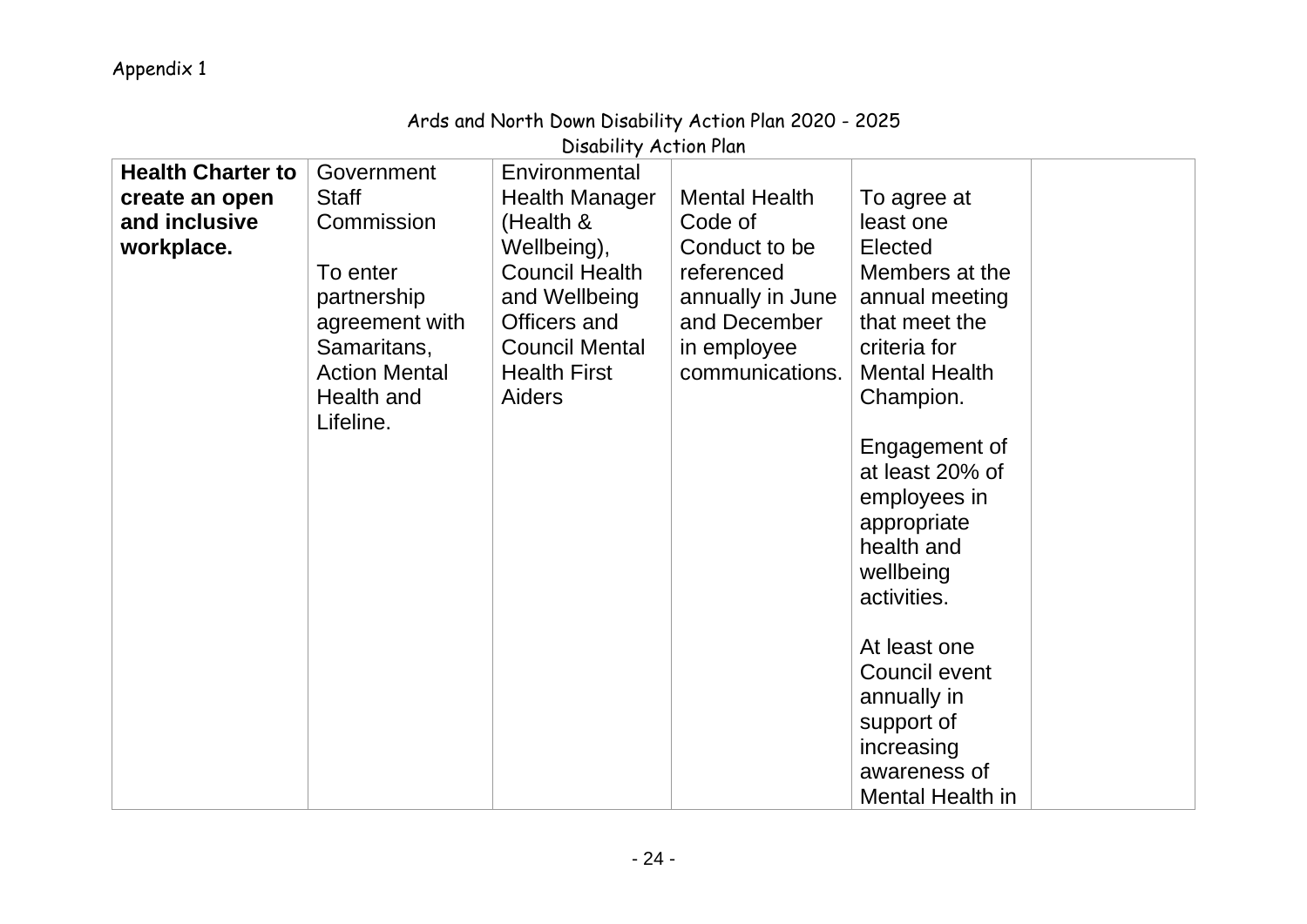Appendix 1

Ards and North Down Disability Action Plan 2020 - 2025
Disability Action Plan

| | | | | | |
|---|---|---|---|---|---|
| **Health Charter to create an open and inclusive workplace.** | Government Staff Commission<br><br>To enter partnership agreement with Samaritans, Action Mental Health and Lifeline. | Environmental Health Manager (Health & Wellbeing), Council Health and Wellbeing Officers and Council Mental Health First Aiders | Mental Health Code of Conduct to be referenced annually in June and December in employee communications. | To agree at least one Elected Members at the annual meeting that meet the criteria for Mental Health Champion.<br><br>Engagement of at least 20% of employees in appropriate health and wellbeing activities.<br><br>At least one Council event annually in support of increasing awareness of Mental Health in | |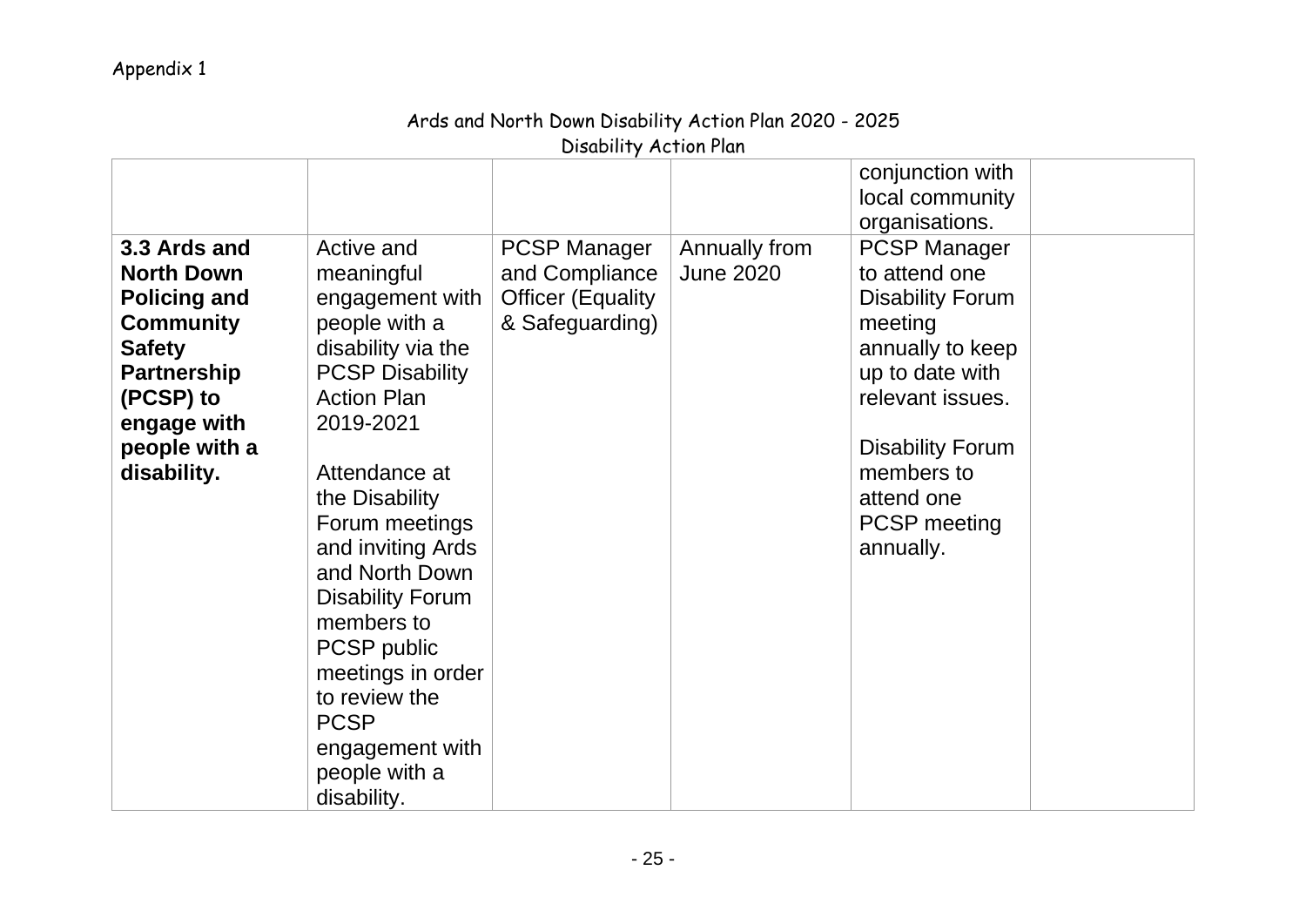Appendix 1

Ards and North Down Disability Action Plan 2020 - 2025
Disability Action Plan

| | | | | | |
|---|---|---|---|---|---|
| | | | | conjunction with local community organisations. | |
| **3.3 Ards and North Down Policing and Community Safety Partnership (PCSP) to engage with people with a disability.** | Active and meaningful engagement with people with a disability via the PCSP Disability Action Plan 2019-2021<br><br>Attendance at the Disability Forum meetings and inviting Ards and North Down Disability Forum members to PCSP public meetings in order to review the PCSP engagement with people with a disability. | PCSP Manager and Compliance Officer (Equality & Safeguarding) | Annually from June 2020 | PCSP Manager to attend one Disability Forum meeting annually to keep up to date with relevant issues.<br><br>Disability Forum members to attend one PCSP meeting annually. | |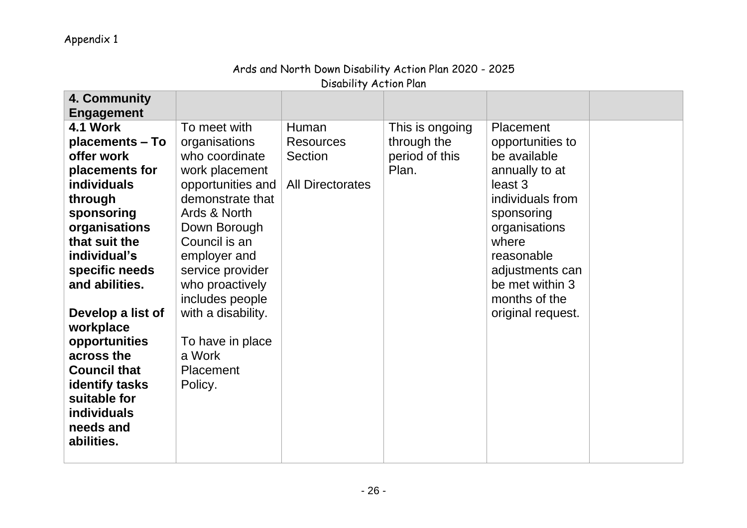Appendix 1

Ards and North Down Disability Action Plan 2020 - 2025
Disability Action Plan

| **4. Community Engagement** | | | | | |
|---|---|---|---|---|---|
| **4.1 Work placements – To offer work placements for individuals through sponsoring organisations that suit the individual's specific needs and abilities.**<br><br>**Develop a list of workplace opportunities across the Council that identify tasks suitable for individuals needs and abilities.** | To meet with organisations who coordinate work placement opportunities and demonstrate that Ards & North Down Borough Council is an employer and service provider who proactively includes people with a disability.<br><br>To have in place a Work Placement Policy. | Human Resources Section<br><br>All Directorates | This is ongoing through the period of this Plan. | Placement opportunities to be available annually to at least 3 individuals from sponsoring organisations where reasonable adjustments can be met within 3 months of the original request. | |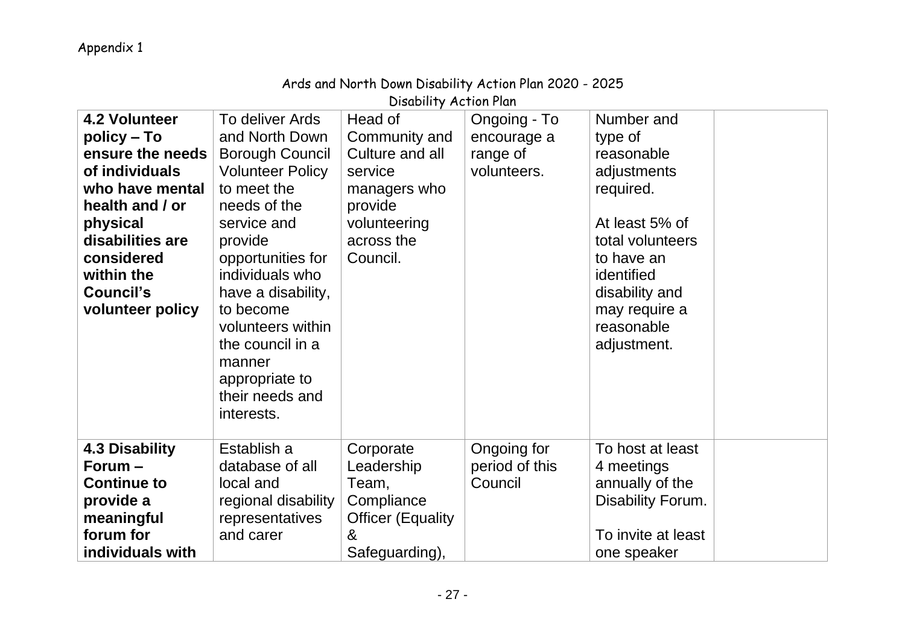Appendix 1

Ards and North Down Disability Action Plan 2020 - 2025
Disability Action Plan

| | | | | | |
|---|---|---|---|---|---|
| **4.2 Volunteer policy – To ensure the needs of individuals who have mental health and / or physical disabilities are considered within the Council's volunteer policy** | To deliver Ards and North Down Borough Council Volunteer Policy to meet the needs of the service and provide opportunities for individuals who have a disability, to become volunteers within the council in a manner appropriate to their needs and interests. | Head of Community and Culture and all service managers who provide volunteering across the Council. | Ongoing - To encourage a range of volunteers. | Number and type of reasonable adjustments required.<br><br>At least 5% of total volunteers to have an identified disability and may require a reasonable adjustment. | |
| **4.3 Disability Forum – Continue to provide a meaningful forum for individuals with** | Establish a database of all local and regional disability representatives and carer | Corporate Leadership Team, Compliance Officer (Equality & Safeguarding), | Ongoing for period of this Council | To host at least 4 meetings annually of the Disability Forum.<br><br>To invite at least one speaker | |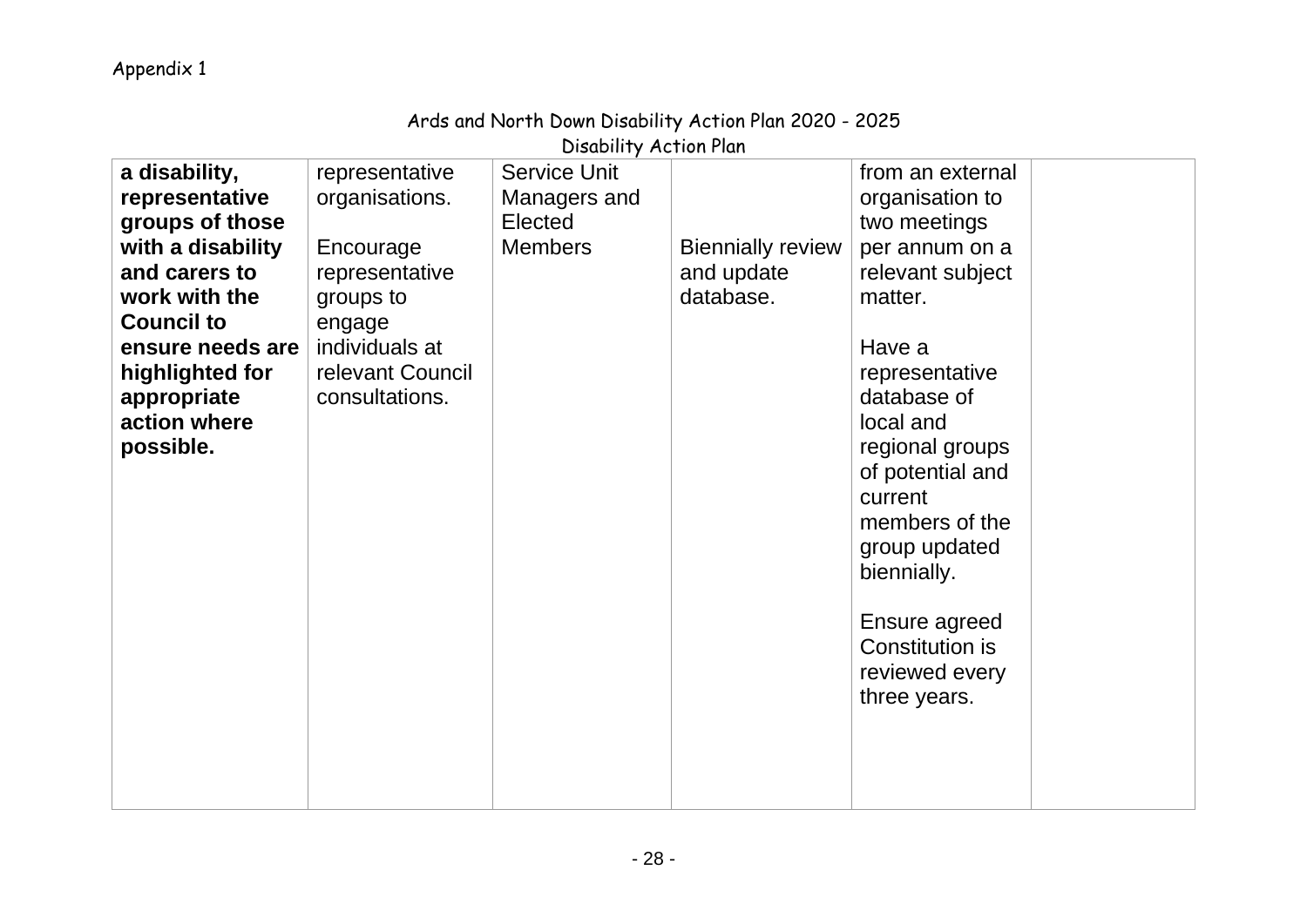Appendix 1

Ards and North Down Disability Action Plan 2020 - 2025
Disability Action Plan

| | | | | | |
|---|---|---|---|---|---|
| **a disability, representative groups of those with a disability and carers to work with the Council to ensure needs are highlighted for appropriate action where possible.** | representative organisations.<br><br>Encourage representative groups to engage individuals at relevant Council consultations. | Service Unit Managers and Elected Members | Biennially review and update database. | from an external organisation to two meetings per annum on a relevant subject matter.<br><br>Have a representative database of local and regional groups of potential and current members of the group updated biennially.<br><br>Ensure agreed Constitution is reviewed every three years. | |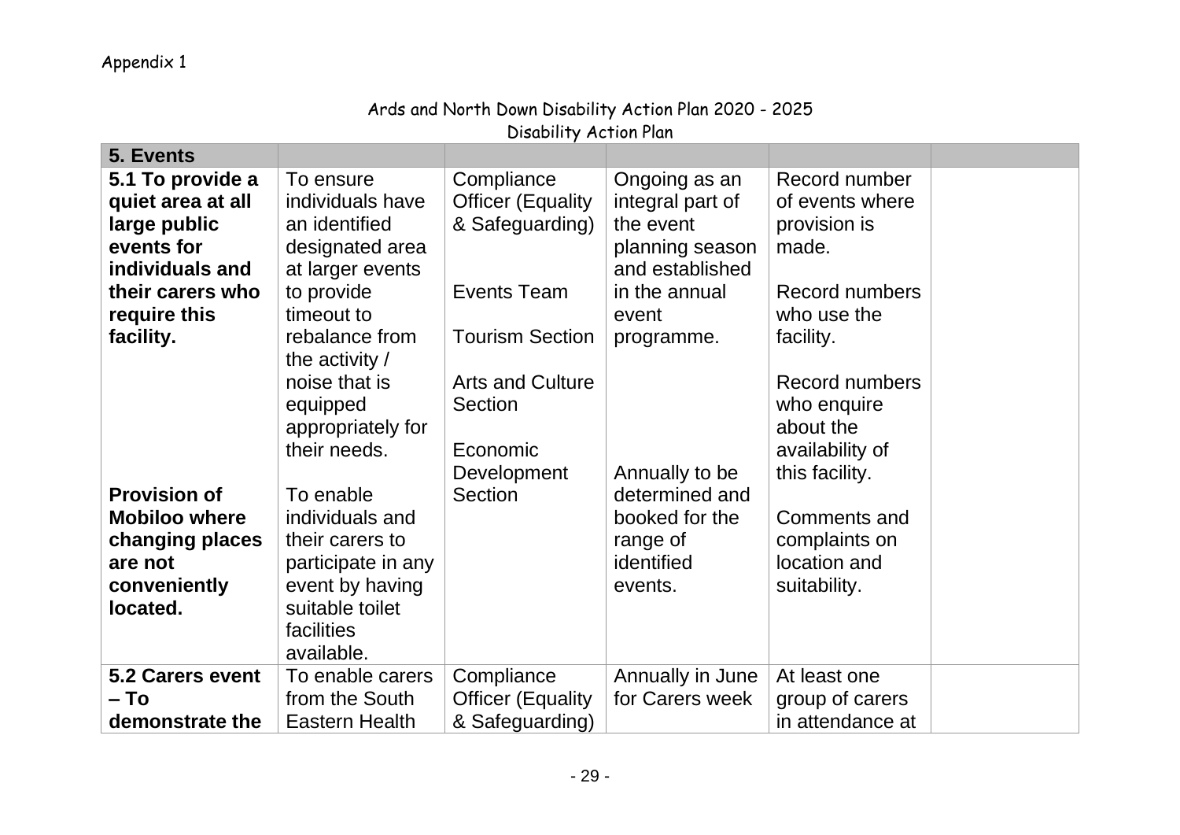Appendix 1

Ards and North Down Disability Action Plan 2020 - 2025
Disability Action Plan

| **5. Events** | | | | | |
|---|---|---|---|---|---|
| **5.1 To provide a quiet area at all large public events for individuals and their carers who require this facility.**<br><br>**Provision of Mobiloo where changing places are not conveniently located.** | To ensure individuals have an identified designated area at larger events to provide timeout to rebalance from the activity / noise that is equipped appropriately for their needs.<br><br>To enable individuals and their carers to participate in any event by having suitable toilet facilities available. | Compliance Officer (Equality & Safeguarding)<br><br>Events Team<br><br>Tourism Section<br><br>Arts and Culture Section<br><br>Economic Development Section | Ongoing as an integral part of the event planning season and established in the annual event programme.<br><br>Annually to be determined and booked for the range of identified events. | Record number of events where provision is made.<br><br>Record numbers who use the facility.<br><br>Record numbers who enquire about the availability of this facility.<br><br>Comments and complaints on location and suitability. | |
| **5.2 Carers event – To demonstrate the** | To enable carers from the South Eastern Health | Compliance Officer (Equality & Safeguarding) | Annually in June for Carers week | At least one group of carers in attendance at | |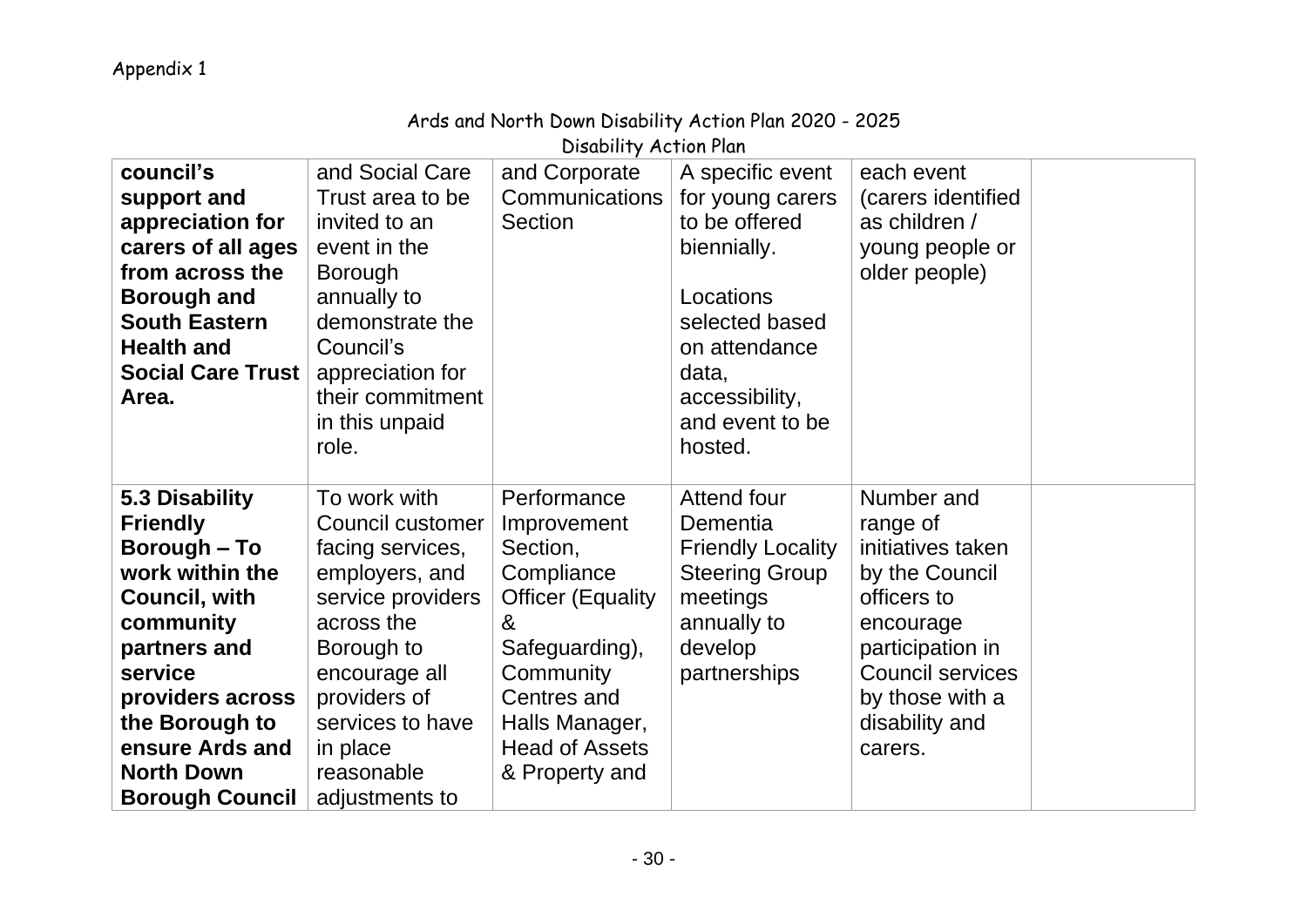Appendix 1

Ards and North Down Disability Action Plan 2020 - 2025
Disability Action Plan

| | | | | | |
|---|---|---|---|---|---|
| **council's support and appreciation for carers of all ages from across the Borough and South Eastern Health and Social Care Trust Area.** | and Social Care Trust area to be invited to an event in the Borough annually to demonstrate the Council's appreciation for their commitment in this unpaid role. | and Corporate Communications Section | A specific event for young carers to be offered biennially.<br><br>Locations selected based on attendance data, accessibility, and event to be hosted. | each event (carers identified as children / young people or older people) | |
| **5.3 Disability Friendly Borough – To work within the Council, with community partners and service providers across the Borough to ensure Ards and North Down Borough Council** | To work with Council customer facing services, employers, and service providers across the Borough to encourage all providers of services to have in place reasonable adjustments to | Performance Improvement Section, Compliance Officer (Equality & Safeguarding), Community Centres and Halls Manager, Head of Assets & Property and | Attend four Dementia Friendly Locality Steering Group meetings annually to develop partnerships | Number and range of initiatives taken by the Council officers to encourage participation in Council services by those with a disability and carers. | |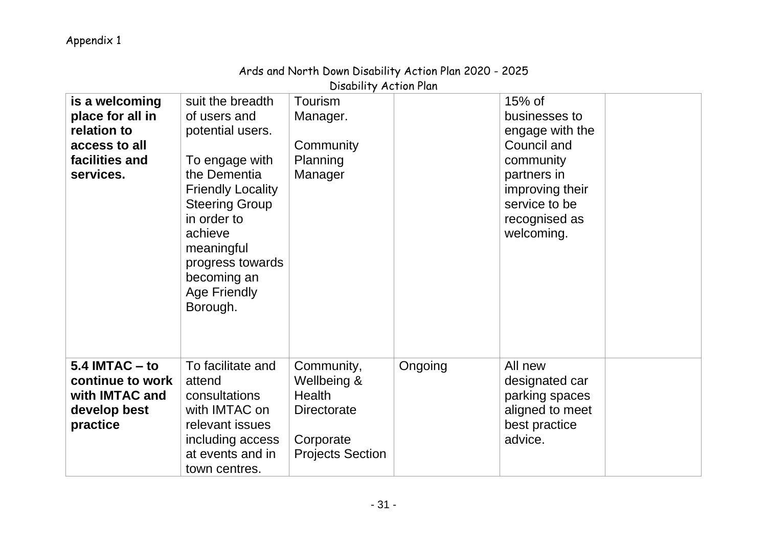Appendix 1

Ards and North Down Disability Action Plan 2020 - 2025
Disability Action Plan

| | | | | | |
|---|---|---|---|---|---|
| **is a welcoming place for all in relation to access to all facilities and services.** | suit the breadth of users and potential users.<br><br>To engage with the Dementia Friendly Locality Steering Group in order to achieve meaningful progress towards becoming an Age Friendly Borough. | Tourism Manager.<br><br>Community Planning Manager | | 15% of businesses to engage with the Council and community partners in improving their service to be recognised as welcoming. | |
| **5.4 IMTAC – to continue to work with IMTAC and develop best practice** | To facilitate and attend consultations with IMTAC on relevant issues including access at events and in town centres. | Community, Wellbeing & Health Directorate<br><br>Corporate Projects Section | Ongoing | All new designated car parking spaces aligned to meet best practice advice. | |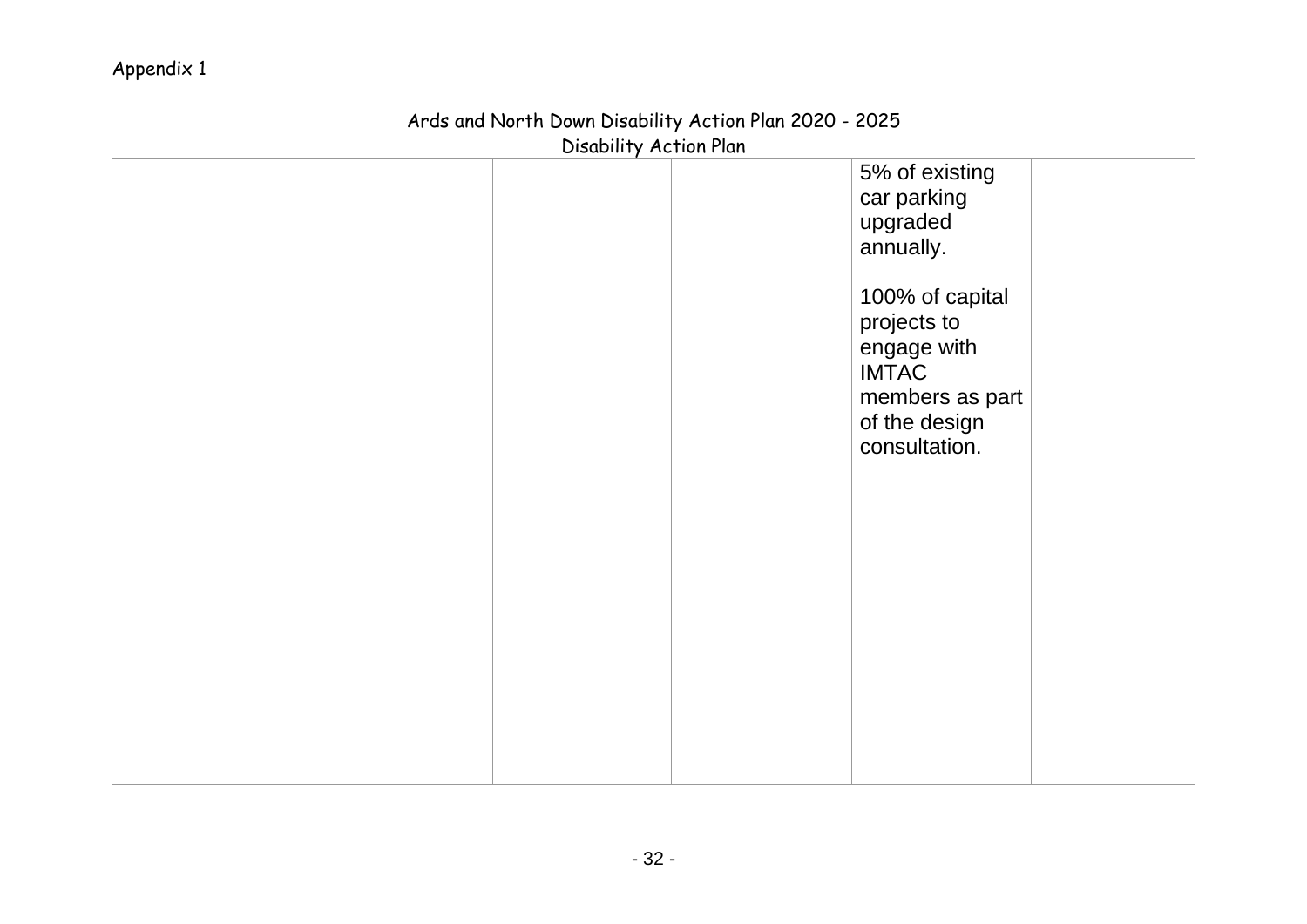Appendix 1

Ards and North Down Disability Action Plan 2020 - 2025
Disability Action Plan

| | | | | | |
|---|---|---|---|---|---|
| | | | | 5% of existing car parking upgraded annually.<br><br>100% of capital projects to engage with IMTAC members as part of the design consultation. | |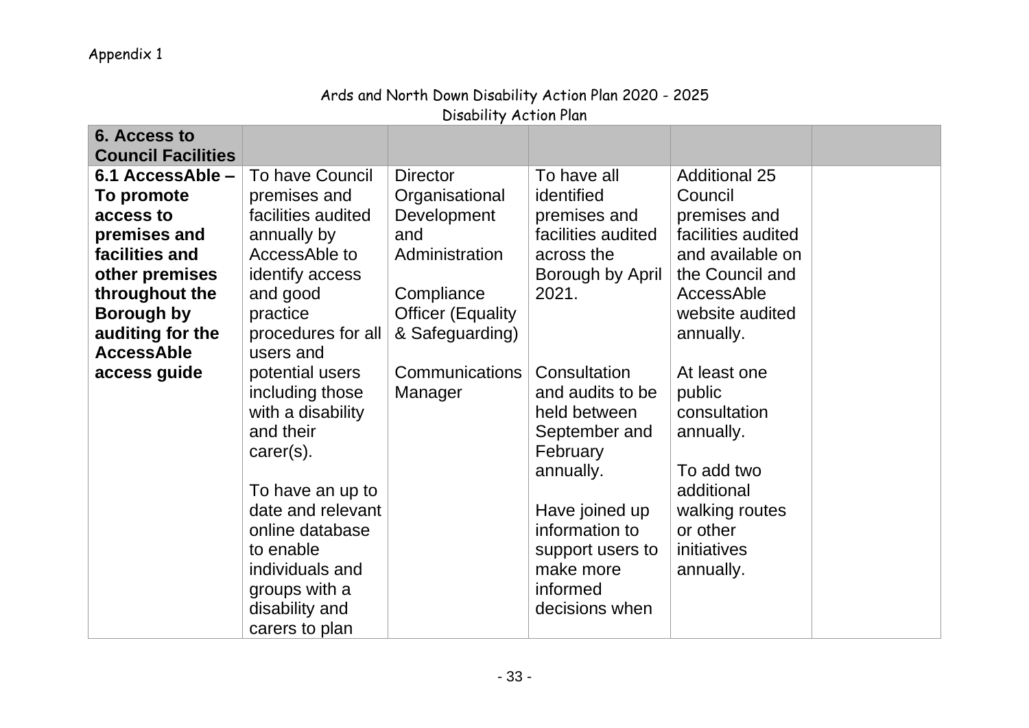Appendix 1

Ards and North Down Disability Action Plan 2020 - 2025
Disability Action Plan

| **6. Access to Council Facilities** | | | | | |
|---|---|---|---|---|---|
| **6.1 AccessAble – To promote access to premises and facilities and other premises throughout the Borough by auditing for the AccessAble access guide** | To have Council premises and facilities audited annually by AccessAble to identify access and good practice procedures for all users and potential users including those with a disability and their carer(s).<br><br>To have an up to date and relevant online database to enable individuals and groups with a disability and carers to plan | Director Organisational Development and Administration<br><br>Compliance Officer (Equality & Safeguarding)<br><br>Communications Manager | To have all identified premises and facilities audited across the Borough by April 2021.<br><br>Consultation and audits to be held between September and February annually.<br><br>Have joined up information to support users to make more informed decisions when | Additional 25 Council premises and facilities audited and available on the Council and AccessAble website audited annually.<br><br>At least one public consultation annually.<br><br>To add two additional walking routes or other initiatives annually. | |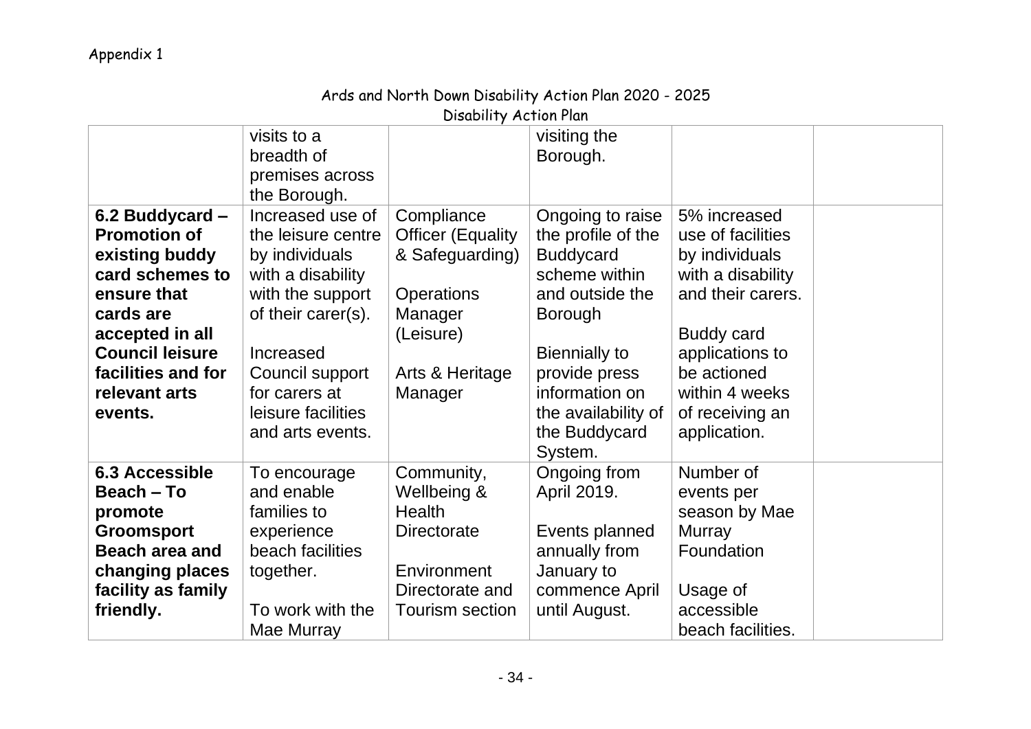Appendix 1

Ards and North Down Disability Action Plan 2020 - 2025
Disability Action Plan

| | | | | | |
|---|---|---|---|---|---|
| | visits to a breadth of premises across the Borough. | | visiting the Borough. | | |
| **6.2 Buddycard – Promotion of existing buddy card schemes to ensure that cards are accepted in all Council leisure facilities and for relevant arts events.** | Increased use of the leisure centre by individuals with a disability with the support of their carer(s).<br><br>Increased Council support for carers at leisure facilities and arts events. | Compliance Officer (Equality & Safeguarding)<br><br>Operations Manager (Leisure)<br><br>Arts & Heritage Manager | Ongoing to raise the profile of the Buddycard scheme within and outside the Borough<br><br>Biennially to provide press information on the availability of the Buddycard System. | 5% increased use of facilities by individuals with a disability and their carers.<br><br>Buddy card applications to be actioned within 4 weeks of receiving an application. | |
| **6.3 Accessible Beach – To promote Groomsport Beach area and changing places facility as family friendly.** | To encourage and enable families to experience beach facilities together.<br><br>To work with the Mae Murray | Community, Wellbeing & Health Directorate<br><br>Environment Directorate and Tourism section | Ongoing from April 2019.<br><br>Events planned annually from January to commence April until August. | Number of events per season by Mae Murray Foundation<br><br>Usage of accessible beach facilities. | |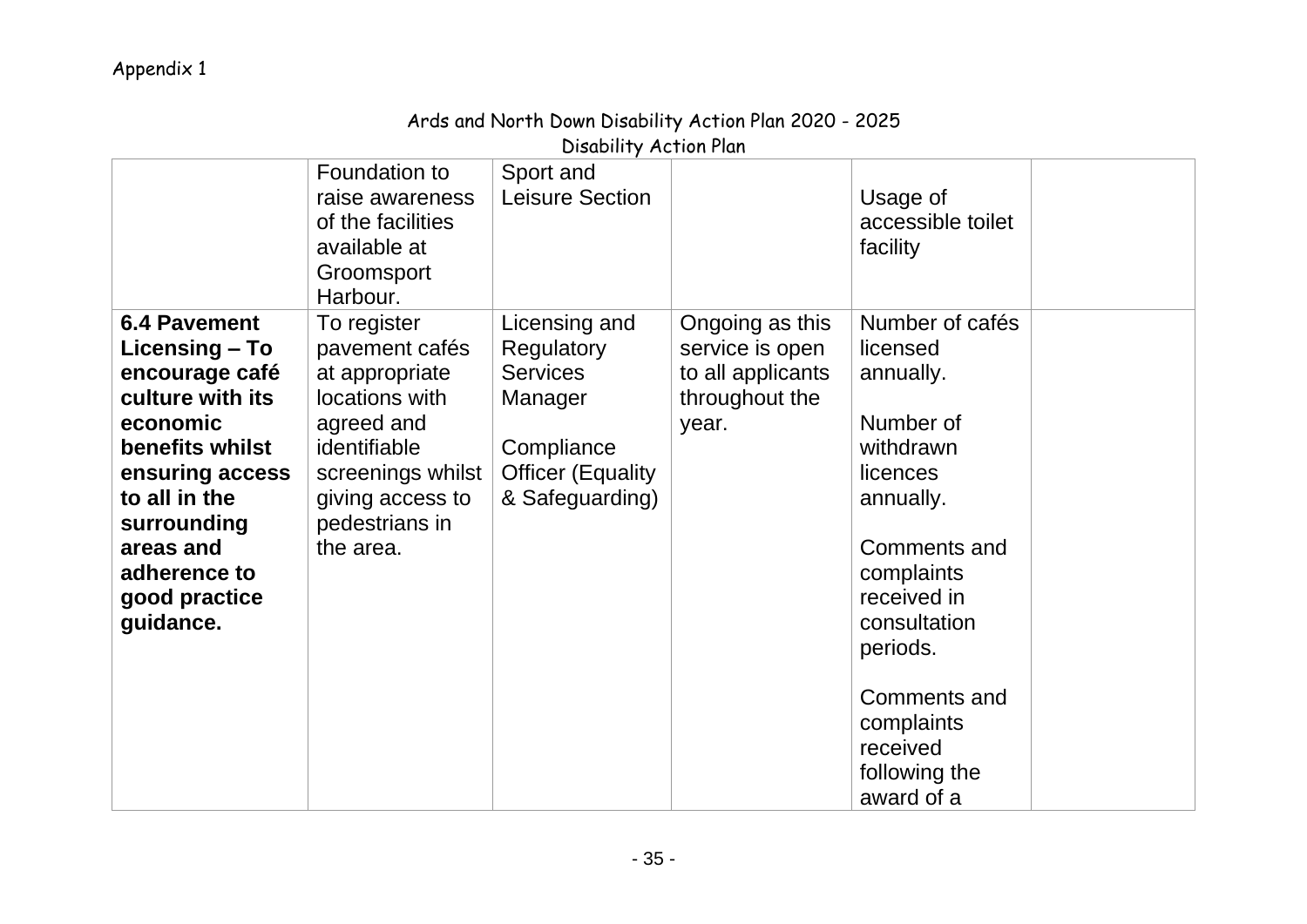Appendix 1

Ards and North Down Disability Action Plan 2020 - 2025
Disability Action Plan

| | | | | | |
|---|---|---|---|---|---|
| | Foundation to raise awareness of the facilities available at Groomsport Harbour. | Sport and Leisure Section | | Usage of accessible toilet facility | |
| **6.4 Pavement Licensing – To encourage café culture with its economic benefits whilst ensuring access to all in the surrounding areas and adherence to good practice guidance.** | To register pavement cafés at appropriate locations with agreed and identifiable screenings whilst giving access to pedestrians in the area. | Licensing and Regulatory Services Manager<br><br>Compliance Officer (Equality & Safeguarding) | Ongoing as this service is open to all applicants throughout the year. | Number of cafés licensed annually.<br><br>Number of withdrawn licences annually.<br><br>Comments and complaints received in consultation periods.<br><br>Comments and complaints received following the award of a | |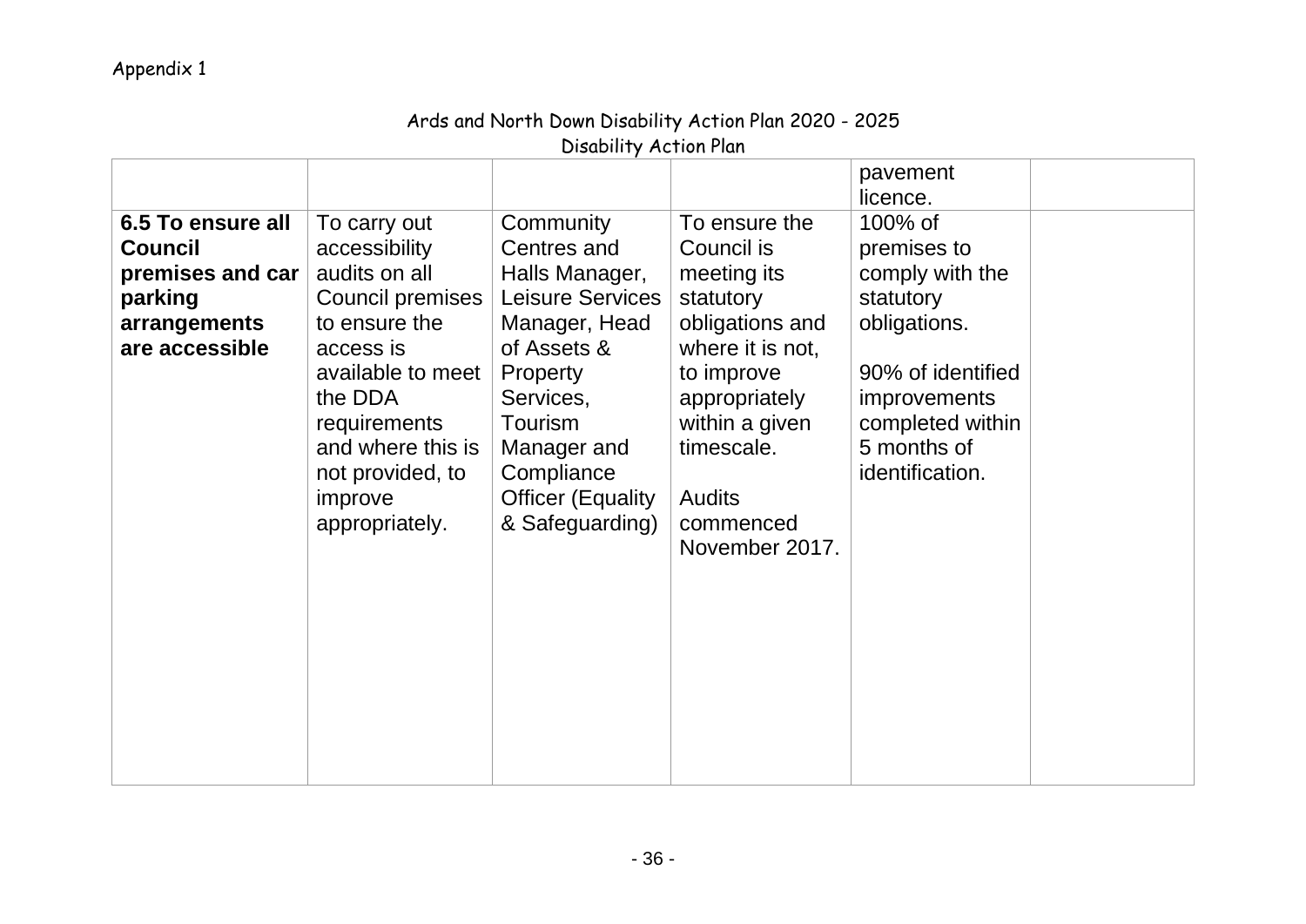Appendix 1

Ards and North Down Disability Action Plan 2020 - 2025
Disability Action Plan

| | | | | | |
|---|---|---|---|---|---|
| | | | | pavement licence. | |
| **6.5 To ensure all Council premises and car parking arrangements are accessible** | To carry out accessibility audits on all Council premises to ensure the access is available to meet the DDA requirements and where this is not provided, to improve appropriately. | Community Centres and Halls Manager, Leisure Services Manager, Head of Assets & Property Services, Tourism Manager and Compliance Officer (Equality & Safeguarding) | To ensure the Council is meeting its statutory obligations and where it is not, to improve appropriately within a given timescale.<br><br>Audits commenced November 2017. | 100% of premises to comply with the statutory obligations.<br><br>90% of identified improvements completed within 5 months of identification. | |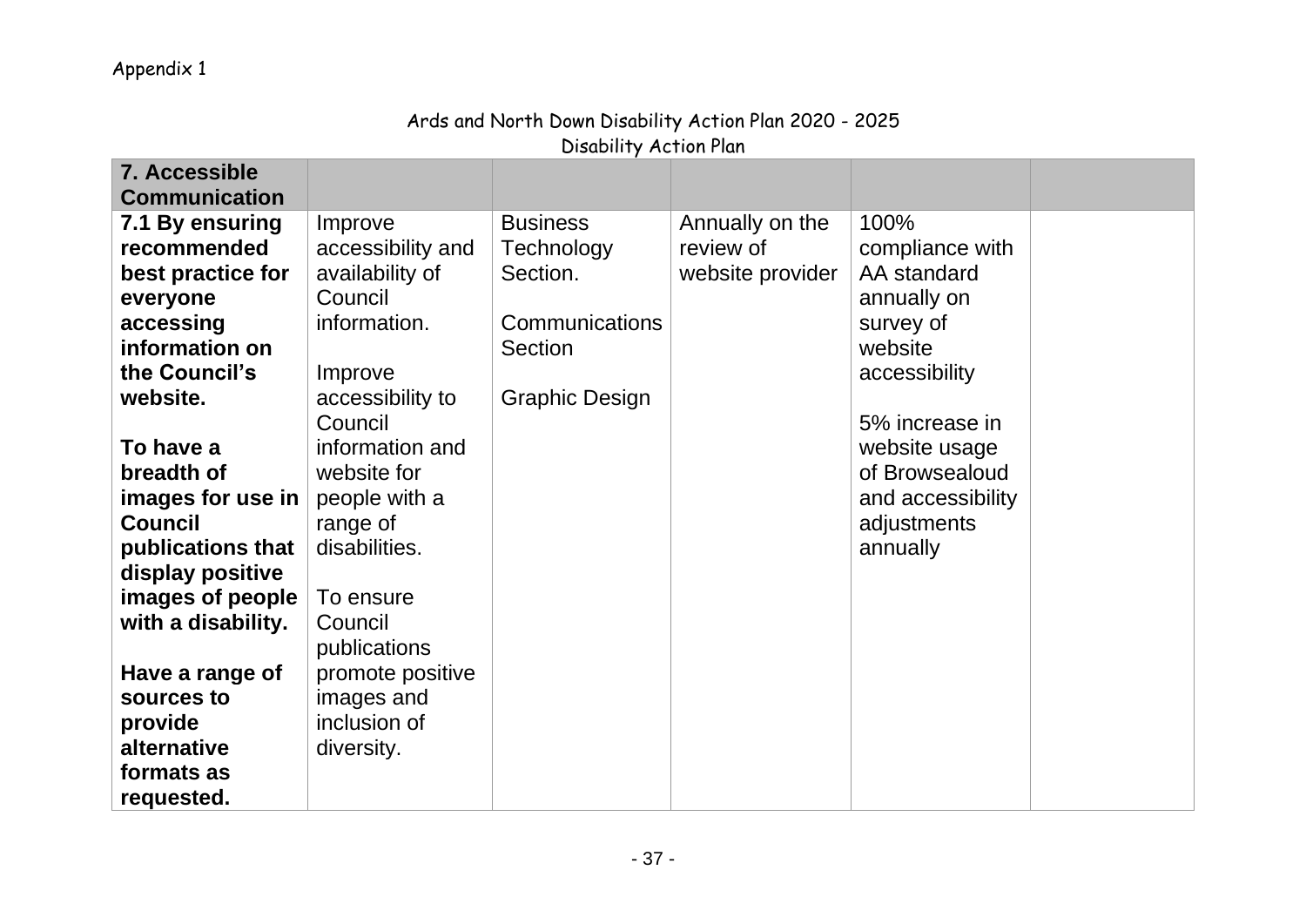Appendix 1

Ards and North Down Disability Action Plan 2020 - 2025
Disability Action Plan

| **7. Accessible Communication** | | | | | |
|---|---|---|---|---|---|
| **7.1 By ensuring recommended best practice for everyone accessing information on the Council's website.**<br><br>**To have a breadth of images for use in Council publications that display positive images of people with a disability.**<br><br>**Have a range of sources to provide alternative formats as requested.** | Improve accessibility and availability of Council information.<br><br>Improve accessibility to Council information and website for people with a range of disabilities.<br><br>To ensure Council publications promote positive images and inclusion of diversity. | Business Technology Section.<br><br>Communications Section<br><br>Graphic Design | Annually on the review of website provider | 100% compliance with AA standard annually on survey of website accessibility<br><br>5% increase in website usage of Browsealoud and accessibility adjustments annually | |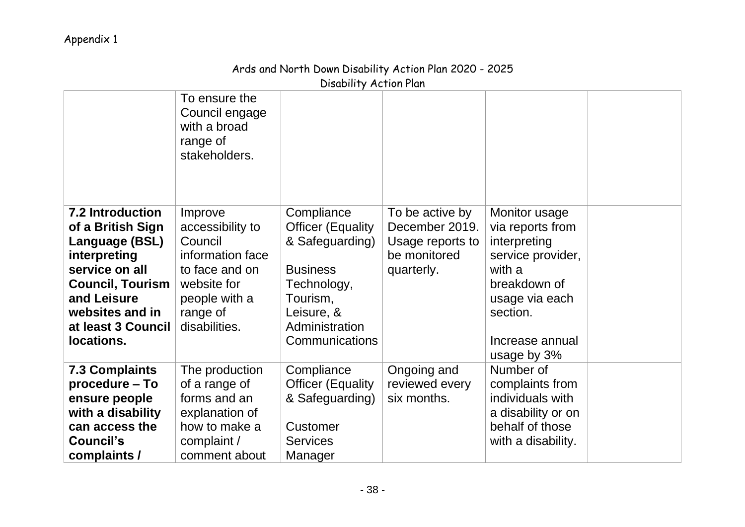Appendix 1

Ards and North Down Disability Action Plan 2020 - 2025
Disability Action Plan

| | | | | | |
|---|---|---|---|---|---|
| | To ensure the Council engage with a broad range of stakeholders. | | | | |
| **7.2 Introduction of a British Sign Language (BSL) interpreting service on all Council, Tourism and Leisure websites and in at least 3 Council locations.** | Improve accessibility to Council information face to face and on website for people with a range of disabilities. | Compliance Officer (Equality & Safeguarding)<br><br>Business Technology, Tourism, Leisure, & Administration Communications | To be active by December 2019. Usage reports to be monitored quarterly. | Monitor usage via reports from interpreting service provider, with a breakdown of usage via each section.<br><br>Increase annual usage by 3% | |
| **7.3 Complaints procedure – To ensure people with a disability can access the Council's complaints /** | The production of a range of forms and an explanation of how to make a complaint / comment about | Compliance Officer (Equality & Safeguarding)<br><br>Customer Services Manager | Ongoing and reviewed every six months. | Number of complaints from individuals with a disability or on behalf of those with a disability. | |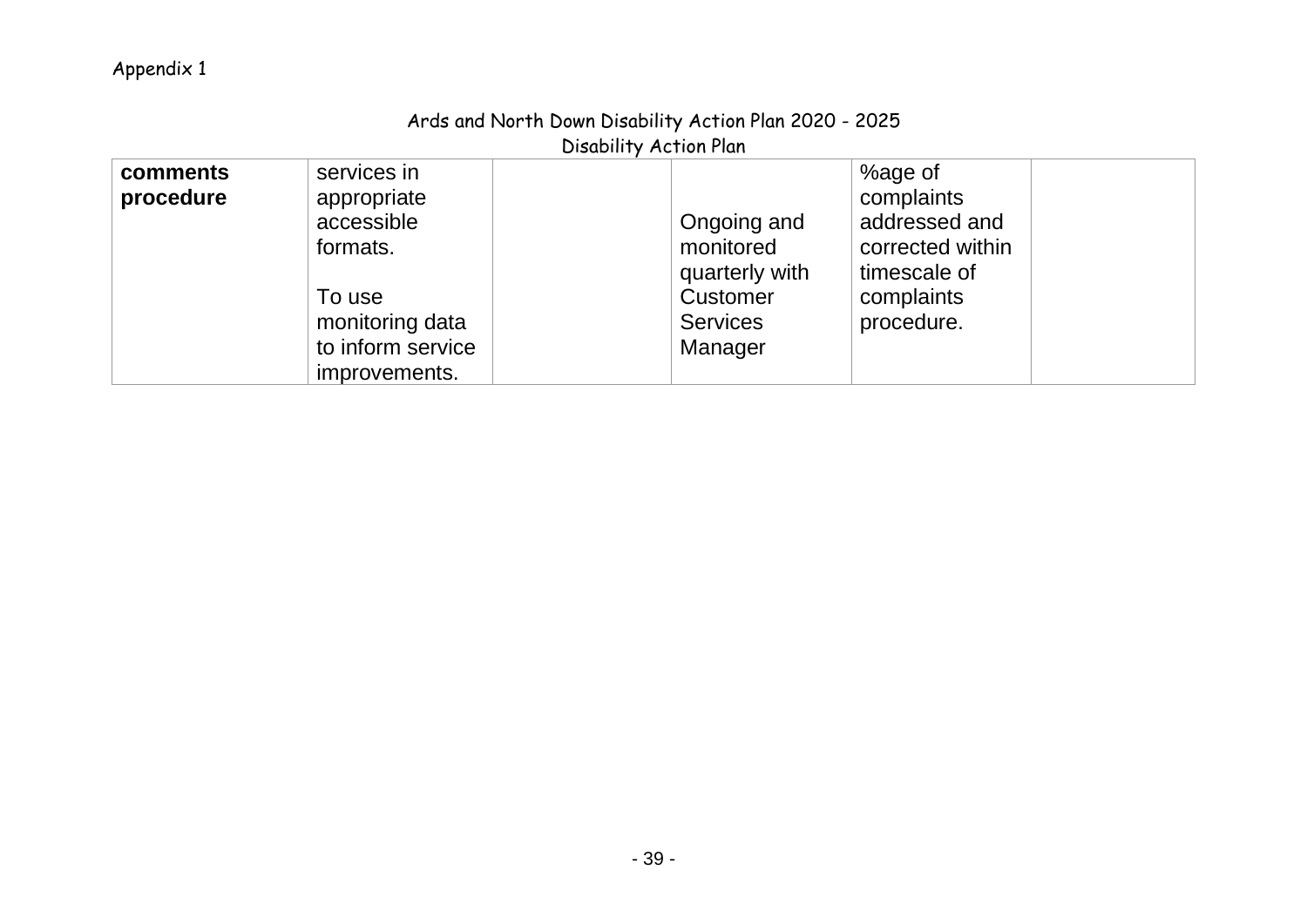Appendix 1

Ards and North Down Disability Action Plan 2020 - 2025
Disability Action Plan

| | | | | | |
|---|---|---|---|---|---|
| **comments procedure** | services in appropriate accessible formats.<br><br>To use monitoring data to inform service improvements. | | Ongoing and monitored quarterly with Customer Services Manager | %age of complaints addressed and corrected within timescale of complaints procedure. | |